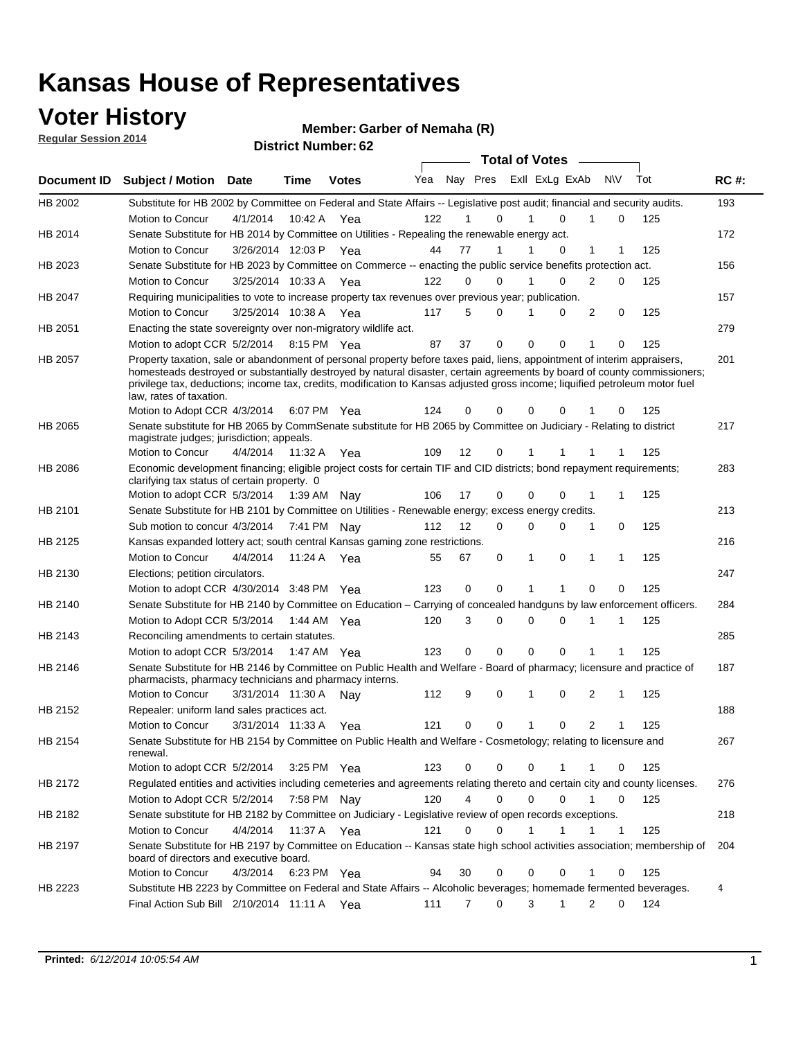# Kansas House of Representatives

## Voter History

**Regular Session 2014**

**Member: Garber of Nemaha (R)**

**District Number: 62**

| Document ID | Subject / Motion | Date | Time | Votes | Yea | Nay | Pres | ExII | ExLg | ExAb | N\V | Tot | RC #: |
|---|---|---|---|---|---|---|---|---|---|---|---|---|---|
| HB 2002 | Substitute for HB 2002 by Committee on Federal and State Affairs -- Legislative post audit; financial and security audits. | | | | | | | | | | | | 193 |
| | Motion to Concur | 4/1/2014 | 10:42 A | Yea | 122 | 1 | 0 | 1 | 0 | 1 | 0 | 125 | |
| HB 2014 | Senate Substitute for HB 2014 by Committee on Utilities - Repealing the renewable energy act. | | | | | | | | | | | | 172 |
| | Motion to Concur | 3/26/2014 | 12:03 P | Yea | 44 | 77 | 1 | 1 | 0 | 1 | 1 | 125 | |
| HB 2023 | Senate Substitute for HB 2023 by Committee on Commerce -- enacting the public service benefits protection act. | | | | | | | | | | | | 156 |
| | Motion to Concur | 3/25/2014 | 10:33 A | Yea | 122 | 0 | 0 | 1 | 0 | 2 | 0 | 125 | |
| HB 2047 | Requiring municipalities to vote to increase property tax revenues over previous year; publication. | | | | | | | | | | | | 157 |
| | Motion to Concur | 3/25/2014 | 10:38 A | Yea | 117 | 5 | 0 | 1 | 0 | 2 | 0 | 125 | |
| HB 2051 | Enacting the state sovereignty over non-migratory wildlife act. | | | | | | | | | | | | 279 |
| | Motion to adopt CCR | 5/2/2014 | 8:15 PM | Yea | 87 | 37 | 0 | 0 | 0 | 1 | 0 | 125 | |
| HB 2057 | Property taxation, sale or abandonment of personal property before taxes paid, liens, appointment of interim appraisers, homesteads destroyed or substantially destroyed by natural disaster, certain agreements by board of county commissioners; privilege tax, deductions; income tax, credits, modification to Kansas adjusted gross income; liquified petroleum motor fuel law, rates of taxation. | | | | | | | | | | | | 201 |
| | Motion to Adopt CCR | 4/3/2014 | 6:07 PM | Yea | 124 | 0 | 0 | 0 | 0 | 1 | 0 | 125 | |
| HB 2065 | Senate substitute for HB 2065 by CommSenate substitute for HB 2065 by Committee on Judiciary - Relating to district magistrate judges; jurisdiction; appeals. | | | | | | | | | | | | 217 |
| | Motion to Concur | 4/4/2014 | 11:32 A | Yea | 109 | 12 | 0 | 1 | 1 | 1 | 1 | 125 | |
| HB 2086 | Economic development financing; eligible project costs for certain TIF and CID districts; bond repayment requirements; clarifying tax status of certain property. 0 | | | | | | | | | | | | 283 |
| | Motion to adopt CCR | 5/3/2014 | 1:39 AM | Nay | 106 | 17 | 0 | 0 | 0 | 1 | 1 | 125 | |
| HB 2101 | Senate Substitute for HB 2101 by Committee on Utilities - Renewable energy; excess energy credits. | | | | | | | | | | | | 213 |
| | Sub motion to concur | 4/3/2014 | 7:41 PM | Nay | 112 | 12 | 0 | 0 | 0 | 1 | 0 | 125 | |
| HB 2125 | Kansas expanded lottery act; south central Kansas gaming zone restrictions. | | | | | | | | | | | | 216 |
| | Motion to Concur | 4/4/2014 | 11:24 A | Yea | 55 | 67 | 0 | 1 | 0 | 1 | 1 | 125 | |
| HB 2130 | Elections; petition circulators. | | | | | | | | | | | | 247 |
| | Motion to adopt CCR | 4/30/2014 | 3:48 PM | Yea | 123 | 0 | 0 | 1 | 1 | 0 | 0 | 125 | |
| HB 2140 | Senate Substitute for HB 2140 by Committee on Education – Carrying of concealed handguns by law enforcement officers. | | | | | | | | | | | | 284 |
| | Motion to Adopt CCR | 5/3/2014 | 1:44 AM | Yea | 120 | 3 | 0 | 0 | 0 | 1 | 1 | 125 | |
| HB 2143 | Reconciling amendments to certain statutes. | | | | | | | | | | | | 285 |
| | Motion to adopt CCR | 5/3/2014 | 1:47 AM | Yea | 123 | 0 | 0 | 0 | 0 | 1 | 1 | 125 | |
| HB 2146 | Senate Substitute for HB 2146 by Committee on Public Health and Welfare - Board of pharmacy; licensure and practice of pharmacists, pharmacy technicians and pharmacy interns. | | | | | | | | | | | | 187 |
| | Motion to Concur | 3/31/2014 | 11:30 A | Nay | 112 | 9 | 0 | 1 | 0 | 2 | 1 | 125 | |
| HB 2152 | Repealer: uniform land sales practices act. | | | | | | | | | | | | 188 |
| | Motion to Concur | 3/31/2014 | 11:33 A | Yea | 121 | 0 | 0 | 1 | 0 | 2 | 1 | 125 | |
| HB 2154 | Senate Substitute for HB 2154 by Committee on Public Health and Welfare - Cosmetology; relating to licensure and renewal. | | | | | | | | | | | | 267 |
| | Motion to adopt CCR | 5/2/2014 | 3:25 PM | Yea | 123 | 0 | 0 | 0 | 1 | 1 | 0 | 125 | |
| HB 2172 | Regulated entities and activities including cemeteries and agreements relating thereto and certain city and county licenses. | | | | | | | | | | | | 276 |
| | Motion to Adopt CCR | 5/2/2014 | 7:58 PM | Nay | 120 | 4 | 0 | 0 | 0 | 1 | 0 | 125 | |
| HB 2182 | Senate substitute for HB 2182 by Committee on Judiciary - Legislative review of open records exceptions. | | | | | | | | | | | | 218 |
| | Motion to Concur | 4/4/2014 | 11:37 A | Yea | 121 | 0 | 0 | 1 | 1 | 1 | 1 | 125 | |
| HB 2197 | Senate Substitute for HB 2197 by Committee on Education -- Kansas state high school activities association; membership of board of directors and executive board. | | | | | | | | | | | | 204 |
| | Motion to Concur | 4/3/2014 | 6:23 PM | Yea | 94 | 30 | 0 | 0 | 0 | 1 | 0 | 125 | |
| HB 2223 | Substitute HB 2223 by Committee on Federal and State Affairs -- Alcoholic beverages; homemade fermented beverages. | | | | | | | | | | | | 4 |
| | Final Action Sub Bill | 2/10/2014 | 11:11 A | Yea | 111 | 7 | 0 | 3 | 1 | 2 | 0 | 124 | |

**Printed:** *6/12/2014 10:05:54 AM*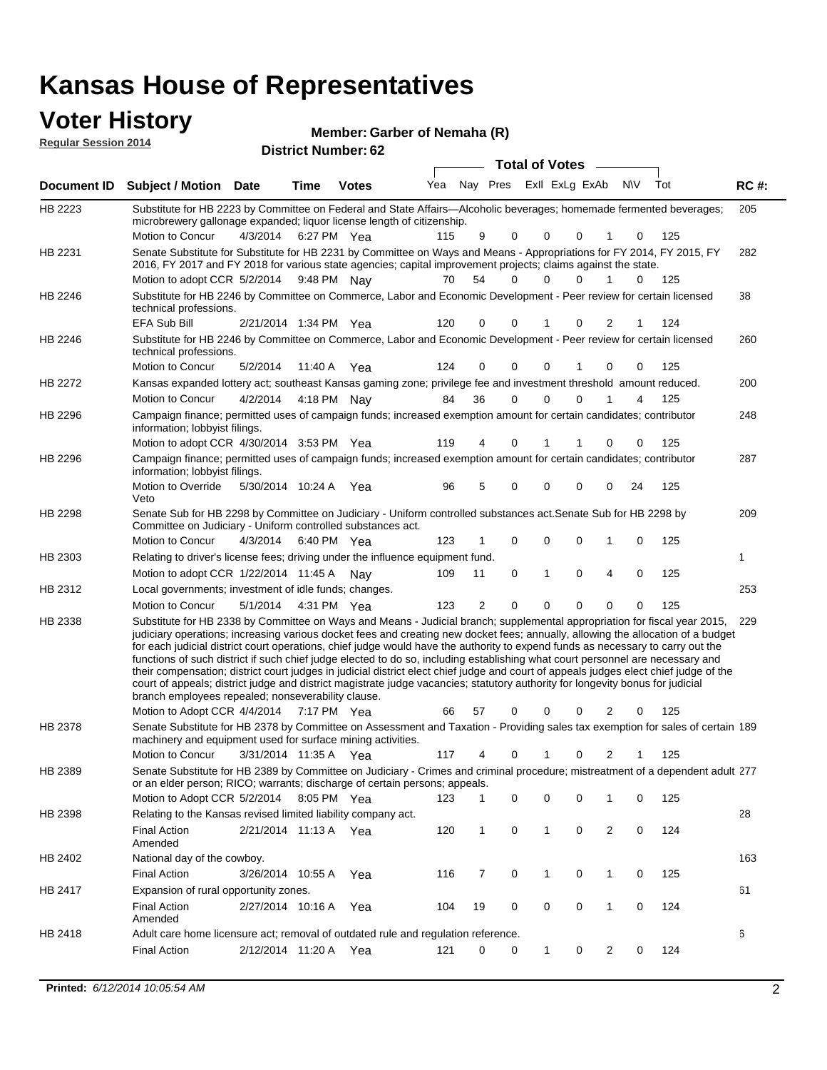# Kansas House of Representatives

## Voter History

**Regular Session 2014**

**Member: Garber of Nemaha (R)**

**District Number: 62**

| Document ID | Subject / Motion | Date | Time | Votes | Yea | Nay | Pres | ExII | ExLg | ExAb | N\V | Tot | RC #: |
|---|---|---|---|---|---|---|---|---|---|---|---|---|---|
| HB 2223 | Substitute for HB 2223 by Committee on Federal and State Affairs—Alcoholic beverages; homemade fermented beverages; microbrewery gallonage expanded; liquor license length of citizenship. | | | | | | | | | | | | 205 |
| | Motion to Concur | 4/3/2014 | 6:27 PM | Yea | 115 | 9 | 0 | 0 | 0 | 1 | 0 | 125 | |
| HB 2231 | Senate Substitute for Substitute for HB 2231 by Committee on Ways and Means - Appropriations for FY 2014, FY 2015, FY 2016, FY 2017 and FY 2018 for various state agencies; capital improvement projects; claims against the state. | | | | | | | | | | | | 282 |
| | Motion to adopt CCR | 5/2/2014 | 9:48 PM | Nay | 70 | 54 | 0 | 0 | 0 | 1 | 0 | 125 | |
| HB 2246 | Substitute for HB 2246 by Committee on Commerce, Labor and Economic Development - Peer review for certain licensed technical professions. | | | | | | | | | | | | 38 |
| | EFA Sub Bill | 2/21/2014 | 1:34 PM | Yea | 120 | 0 | 0 | 1 | 0 | 2 | 1 | 124 | |
| HB 2246 | Substitute for HB 2246 by Committee on Commerce, Labor and Economic Development - Peer review for certain licensed technical professions. | | | | | | | | | | | | 260 |
| | Motion to Concur | 5/2/2014 | 11:40 A | Yea | 124 | 0 | 0 | 0 | 1 | 0 | 0 | 125 | |
| HB 2272 | Kansas expanded lottery act; southeast Kansas gaming zone; privilege fee and investment threshold amount reduced. | | | | | | | | | | | | 200 |
| | Motion to Concur | 4/2/2014 | 4:18 PM | Nay | 84 | 36 | 0 | 0 | 0 | 1 | 4 | 125 | |
| HB 2296 | Campaign finance; permitted uses of campaign funds; increased exemption amount for certain candidates; contributor information; lobbyist filings. | | | | | | | | | | | | 248 |
| | Motion to adopt CCR | 4/30/2014 | 3:53 PM | Yea | 119 | 4 | 0 | 1 | 1 | 0 | 0 | 125 | |
| HB 2296 | Campaign finance; permitted uses of campaign funds; increased exemption amount for certain candidates; contributor information; lobbyist filings. | | | | | | | | | | | | 287 |
| | Motion to Override Veto | 5/30/2014 | 10:24 A | Yea | 96 | 5 | 0 | 0 | 0 | 0 | 24 | 125 | |
| HB 2298 | Senate Sub for HB 2298 by Committee on Judiciary - Uniform controlled substances act.Senate Sub for HB 2298 by Committee on Judiciary - Uniform controlled substances act. | | | | | | | | | | | | 209 |
| | Motion to Concur | 4/3/2014 | 6:40 PM | Yea | 123 | 1 | 0 | 0 | 0 | 1 | 0 | 125 | |
| HB 2303 | Relating to driver's license fees; driving under the influence equipment fund. | | | | | | | | | | | | 1 |
| | Motion to adopt CCR | 1/22/2014 | 11:45 A | Nay | 109 | 11 | 0 | 1 | 0 | 4 | 0 | 125 | |
| HB 2312 | Local governments; investment of idle funds; changes. | | | | | | | | | | | | 253 |
| | Motion to Concur | 5/1/2014 | 4:31 PM | Yea | 123 | 2 | 0 | 0 | 0 | 0 | 0 | 125 | |
| HB 2338 | Substitute for HB 2338 by Committee on Ways and Means - Judicial branch; supplemental appropriation for fiscal year 2015, judiciary operations; increasing various docket fees and creating new docket fees; annually, allowing the allocation of a budget for each judicial district court operations, chief judge would have the authority to expend funds as necessary to carry out the functions of such district if such chief judge elected to do so, including establishing what court personnel are necessary and their compensation; district court judges in judicial district elect chief judge and court of appeals judges elect chief judge of the court of appeals; district judge and district magistrate judge vacancies; statutory authority for longevity bonus for judicial branch employees repealed; nonseverability clause. | | | | | | | | | | | | 229 |
| | Motion to Adopt CCR | 4/4/2014 | 7:17 PM | Yea | 66 | 57 | 0 | 0 | 0 | 2 | 0 | 125 | |
| HB 2378 | Senate Substitute for HB 2378 by Committee on Assessment and Taxation - Providing sales tax exemption for sales of certain machinery and equipment used for surface mining activities. | | | | | | | | | | | | 189 |
| | Motion to Concur | 3/31/2014 | 11:35 A | Yea | 117 | 4 | 0 | 1 | 0 | 2 | 1 | 125 | |
| HB 2389 | Senate Substitute for HB 2389 by Committee on Judiciary - Crimes and criminal procedure; mistreatment of a dependent adult or an elder person; RICO; warrants; discharge of certain persons; appeals. | | | | | | | | | | | | 277 |
| | Motion to Adopt CCR | 5/2/2014 | 8:05 PM | Yea | 123 | 1 | 0 | 0 | 0 | 1 | 0 | 125 | |
| HB 2398 | Relating to the Kansas revised limited liability company act. | | | | | | | | | | | | 28 |
| | Final Action Amended | 2/21/2014 | 11:13 A | Yea | 120 | 1 | 0 | 1 | 0 | 2 | 0 | 124 | |
| HB 2402 | National day of the cowboy. | | | | | | | | | | | | 163 |
| | Final Action | 3/26/2014 | 10:55 A | Yea | 116 | 7 | 0 | 1 | 0 | 1 | 0 | 125 | |
| HB 2417 | Expansion of rural opportunity zones. | | | | | | | | | | | | 61 |
| | Final Action Amended | 2/27/2014 | 10:16 A | Yea | 104 | 19 | 0 | 0 | 0 | 1 | 0 | 124 | |
| HB 2418 | Adult care home licensure act; removal of outdated rule and regulation reference. | | | | | | | | | | | | 6 |
| | Final Action | 2/12/2014 | 11:20 A | Yea | 121 | 0 | 0 | 1 | 0 | 2 | 0 | 124 | |

**Printed:** *6/12/2014 10:05:54 AM*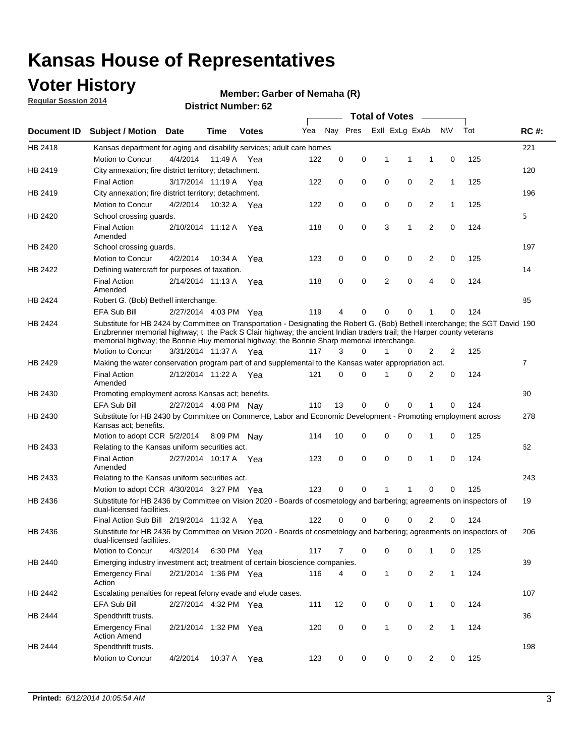# Kansas House of Representatives

## Voter History

**Regular Session 2014**

**Member: Garber of Nemaha (R)**

**District Number: 62**

| Document ID | Subject / Motion | Date | Time | Votes | Yea | Nay | Pres | ExII | ExLg | ExAb | N\V | Tot | RC #: |
|---|---|---|---|---|---|---|---|---|---|---|---|---|---|
| HB 2418 | Kansas department for aging and disability services; adult care homes | | | | | | | | | | | | 221 |
| | Motion to Concur | 4/4/2014 | 11:49 A | Yea | 122 | 0 | 0 | 1 | 1 | 1 | 0 | 125 | |
| HB 2419 | City annexation; fire district territory; detachment. | | | | | | | | | | | | 120 |
| | Final Action | 3/17/2014 | 11:19 A | Yea | 122 | 0 | 0 | 0 | 0 | 2 | 1 | 125 | |
| HB 2419 | City annexation; fire district territory; detachment. | | | | | | | | | | | | 196 |
| | Motion to Concur | 4/2/2014 | 10:32 A | Yea | 122 | 0 | 0 | 0 | 0 | 2 | 1 | 125 | |
| HB 2420 | School crossing guards. | | | | | | | | | | | | 5 |
| | Final Action Amended | 2/10/2014 | 11:12 A | Yea | 118 | 0 | 0 | 3 | 1 | 2 | 0 | 124 | |
| HB 2420 | School crossing guards. | | | | | | | | | | | | 197 |
| | Motion to Concur | 4/2/2014 | 10:34 A | Yea | 123 | 0 | 0 | 0 | 0 | 2 | 0 | 125 | |
| HB 2422 | Defining watercraft for purposes of taxation. | | | | | | | | | | | | 14 |
| | Final Action Amended | 2/14/2014 | 11:13 A | Yea | 118 | 0 | 0 | 2 | 0 | 4 | 0 | 124 | |
| HB 2424 | Robert G. (Bob) Bethell interchange. | | | | | | | | | | | | 85 |
| | EFA Sub Bill | 2/27/2014 | 4:03 PM | Yea | 119 | 4 | 0 | 0 | 0 | 1 | 0 | 124 | |
| HB 2424 | Substitute for HB 2424 by Committee on Transportation - Designating the Robert G. (Bob) Bethell interchange; the SGT David Enzbrenner memorial highway; t the Pack S Clair highway; the ancient Indian traders trail; the Harper county veterans memorial highway; the Bonnie Huy memorial highway; the Bonnie Sharp memorial interchange. | | | | | | | | | | | | 190 |
| | Motion to Concur | 3/31/2014 | 11:37 A | Yea | 117 | 3 | 0 | 1 | 0 | 2 | 2 | 125 | |
| HB 2429 | Making the water conservation program part of and supplemental to the Kansas water appropriation act. | | | | | | | | | | | | 7 |
| | Final Action Amended | 2/12/2014 | 11:22 A | Yea | 121 | 0 | 0 | 1 | 0 | 2 | 0 | 124 | |
| HB 2430 | Promoting employment across Kansas act; benefits. | | | | | | | | | | | | 90 |
| | EFA Sub Bill | 2/27/2014 | 4:08 PM | Nay | 110 | 13 | 0 | 0 | 0 | 1 | 0 | 124 | |
| HB 2430 | Substitute for HB 2430 by Committee on Commerce, Labor and Economic Development - Promoting employment across Kansas act; benefits. | | | | | | | | | | | | 278 |
| | Motion to adopt CCR | 5/2/2014 | 8:09 PM | Nay | 114 | 10 | 0 | 0 | 0 | 1 | 0 | 125 | |
| HB 2433 | Relating to the Kansas uniform securities act. | | | | | | | | | | | | 62 |
| | Final Action Amended | 2/27/2014 | 10:17 A | Yea | 123 | 0 | 0 | 0 | 0 | 1 | 0 | 124 | |
| HB 2433 | Relating to the Kansas uniform securities act. | | | | | | | | | | | | 243 |
| | Motion to adopt CCR | 4/30/2014 | 3:27 PM | Yea | 123 | 0 | 0 | 1 | 1 | 0 | 0 | 125 | |
| HB 2436 | Substitute for HB 2436 by Committee on Vision 2020 - Boards of cosmetology and barbering; agreements on inspectors of dual-licensed facilities. | | | | | | | | | | | | 19 |
| | Final Action Sub Bill | 2/19/2014 | 11:32 A | Yea | 122 | 0 | 0 | 0 | 0 | 2 | 0 | 124 | |
| HB 2436 | Substitute for HB 2436 by Committee on Vision 2020 - Boards of cosmetology and barbering; agreements on inspectors of dual-licensed facilities. | | | | | | | | | | | | 206 |
| | Motion to Concur | 4/3/2014 | 6:30 PM | Yea | 117 | 7 | 0 | 0 | 0 | 1 | 0 | 125 | |
| HB 2440 | Emerging industry investment act; treatment of certain bioscience companies. | | | | | | | | | | | | 39 |
| | Emergency Final Action | 2/21/2014 | 1:36 PM | Yea | 116 | 4 | 0 | 1 | 0 | 2 | 1 | 124 | |
| HB 2442 | Escalating penalties for repeat felony evade and elude cases. | | | | | | | | | | | | 107 |
| | EFA Sub Bill | 2/27/2014 | 4:32 PM | Yea | 111 | 12 | 0 | 0 | 0 | 1 | 0 | 124 | |
| HB 2444 | Spendthrift trusts. | | | | | | | | | | | | 36 |
| | Emergency Final Action Amend | 2/21/2014 | 1:32 PM | Yea | 120 | 0 | 0 | 1 | 0 | 2 | 1 | 124 | |
| HB 2444 | Spendthrift trusts. | | | | | | | | | | | | 198 |
| | Motion to Concur | 4/2/2014 | 10:37 A | Yea | 123 | 0 | 0 | 0 | 0 | 2 | 0 | 125 | |

**Printed:** *6/12/2014 10:05:54 AM*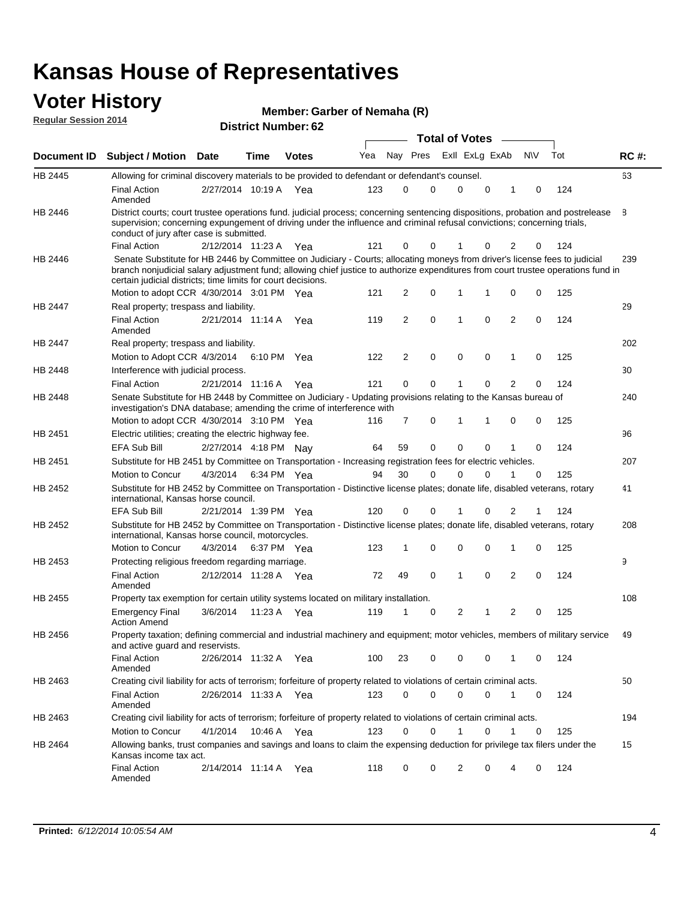# Kansas House of Representatives

## Voter History

**Regular Session 2014**

**Member: Garber of Nemaha (R)**

**District Number: 62**

| Document ID | Subject / Motion | Date | Time | Votes | Yea | Nay | Pres | ExII | ExLg | ExAb | N\V | Tot | RC #: |
|---|---|---|---|---|---|---|---|---|---|---|---|---|---|
| HB 2445 | Allowing for criminal discovery materials to be provided to defendant or defendant's counsel. | | | | | | | | | | | | 63 |
| | Final Action Amended | 2/27/2014 | 10:19 A | Yea | 123 | 0 | 0 | 0 | 0 | 1 | 0 | 124 | |
| HB 2446 | District courts; court trustee operations fund. judicial process; concerning sentencing dispositions, probation and postrelease supervision; concerning expungement of driving under the influence and criminal refusal convictions; concerning trials, conduct of jury after case is submitted. | | | | | | | | | | | | 8 |
| | Final Action | 2/12/2014 | 11:23 A | Yea | 121 | 0 | 0 | 1 | 0 | 2 | 0 | 124 | |
| HB 2446 | Senate Substitute for HB 2446 by Committee on Judiciary - Courts; allocating moneys from driver's license fees to judicial branch nonjudicial salary adjustment fund; allowing chief justice to authorize expenditures from court trustee operations fund in certain judicial districts; time limits for court decisions. | | | | | | | | | | | | 239 |
| | Motion to adopt CCR | 4/30/2014 | 3:01 PM | Yea | 121 | 2 | 0 | 1 | 1 | 0 | 0 | 125 | |
| HB 2447 | Real property; trespass and liability. | | | | | | | | | | | | 29 |
| | Final Action Amended | 2/21/2014 | 11:14 A | Yea | 119 | 2 | 0 | 1 | 0 | 2 | 0 | 124 | |
| HB 2447 | Real property; trespass and liability. | | | | | | | | | | | | 202 |
| | Motion to Adopt CCR | 4/3/2014 | 6:10 PM | Yea | 122 | 2 | 0 | 0 | 0 | 1 | 0 | 125 | |
| HB 2448 | Interference with judicial process. | | | | | | | | | | | | 30 |
| | Final Action | 2/21/2014 | 11:16 A | Yea | 121 | 0 | 0 | 1 | 0 | 2 | 0 | 124 | |
| HB 2448 | Senate Substitute for HB 2448 by Committee on Judiciary - Updating provisions relating to the Kansas bureau of investigation's DNA database; amending the crime of interference with | | | | | | | | | | | | 240 |
| | Motion to adopt CCR | 4/30/2014 | 3:10 PM | Yea | 116 | 7 | 0 | 1 | 1 | 0 | 0 | 125 | |
| HB 2451 | Electric utilities; creating the electric highway fee. | | | | | | | | | | | | 96 |
| | EFA Sub Bill | 2/27/2014 | 4:18 PM | Nay | 64 | 59 | 0 | 0 | 0 | 1 | 0 | 124 | |
| HB 2451 | Substitute for HB 2451 by Committee on Transportation - Increasing registration fees for electric vehicles. | | | | | | | | | | | | 207 |
| | Motion to Concur | 4/3/2014 | 6:34 PM | Yea | 94 | 30 | 0 | 0 | 0 | 1 | 0 | 125 | |
| HB 2452 | Substitute for HB 2452 by Committee on Transportation - Distinctive license plates; donate life, disabled veterans, rotary international, Kansas horse council. | | | | | | | | | | | | 41 |
| | EFA Sub Bill | 2/21/2014 | 1:39 PM | Yea | 120 | 0 | 0 | 1 | 0 | 2 | 1 | 124 | |
| HB 2452 | Substitute for HB 2452 by Committee on Transportation - Distinctive license plates; donate life, disabled veterans, rotary international, Kansas horse council, motorcycles. | | | | | | | | | | | | 208 |
| | Motion to Concur | 4/3/2014 | 6:37 PM | Yea | 123 | 1 | 0 | 0 | 0 | 1 | 0 | 125 | |
| HB 2453 | Protecting religious freedom regarding marriage. | | | | | | | | | | | | 9 |
| | Final Action Amended | 2/12/2014 | 11:28 A | Yea | 72 | 49 | 0 | 1 | 0 | 2 | 0 | 124 | |
| HB 2455 | Property tax exemption for certain utility systems located on military installation. | | | | | | | | | | | | 108 |
| | Emergency Final Action Amend | 3/6/2014 | 11:23 A | Yea | 119 | 1 | 0 | 2 | 1 | 2 | 0 | 125 | |
| HB 2456 | Property taxation; defining commercial and industrial machinery and equipment; motor vehicles, members of military service and active guard and reservists. | | | | | | | | | | | | 49 |
| | Final Action Amended | 2/26/2014 | 11:32 A | Yea | 100 | 23 | 0 | 0 | 0 | 1 | 0 | 124 | |
| HB 2463 | Creating civil liability for acts of terrorism; forfeiture of property related to violations of certain criminal acts. | | | | | | | | | | | | 50 |
| | Final Action Amended | 2/26/2014 | 11:33 A | Yea | 123 | 0 | 0 | 0 | 0 | 1 | 0 | 124 | |
| HB 2463 | Creating civil liability for acts of terrorism; forfeiture of property related to violations of certain criminal acts. | | | | | | | | | | | | 194 |
| | Motion to Concur | 4/1/2014 | 10:46 A | Yea | 123 | 0 | 0 | 1 | 0 | 1 | 0 | 125 | |
| HB 2464 | Allowing banks, trust companies and savings and loans to claim the expensing deduction for privilege tax filers under the Kansas income tax act. | | | | | | | | | | | | 15 |
| | Final Action Amended | 2/14/2014 | 11:14 A | Yea | 118 | 0 | 0 | 2 | 0 | 4 | 0 | 124 | |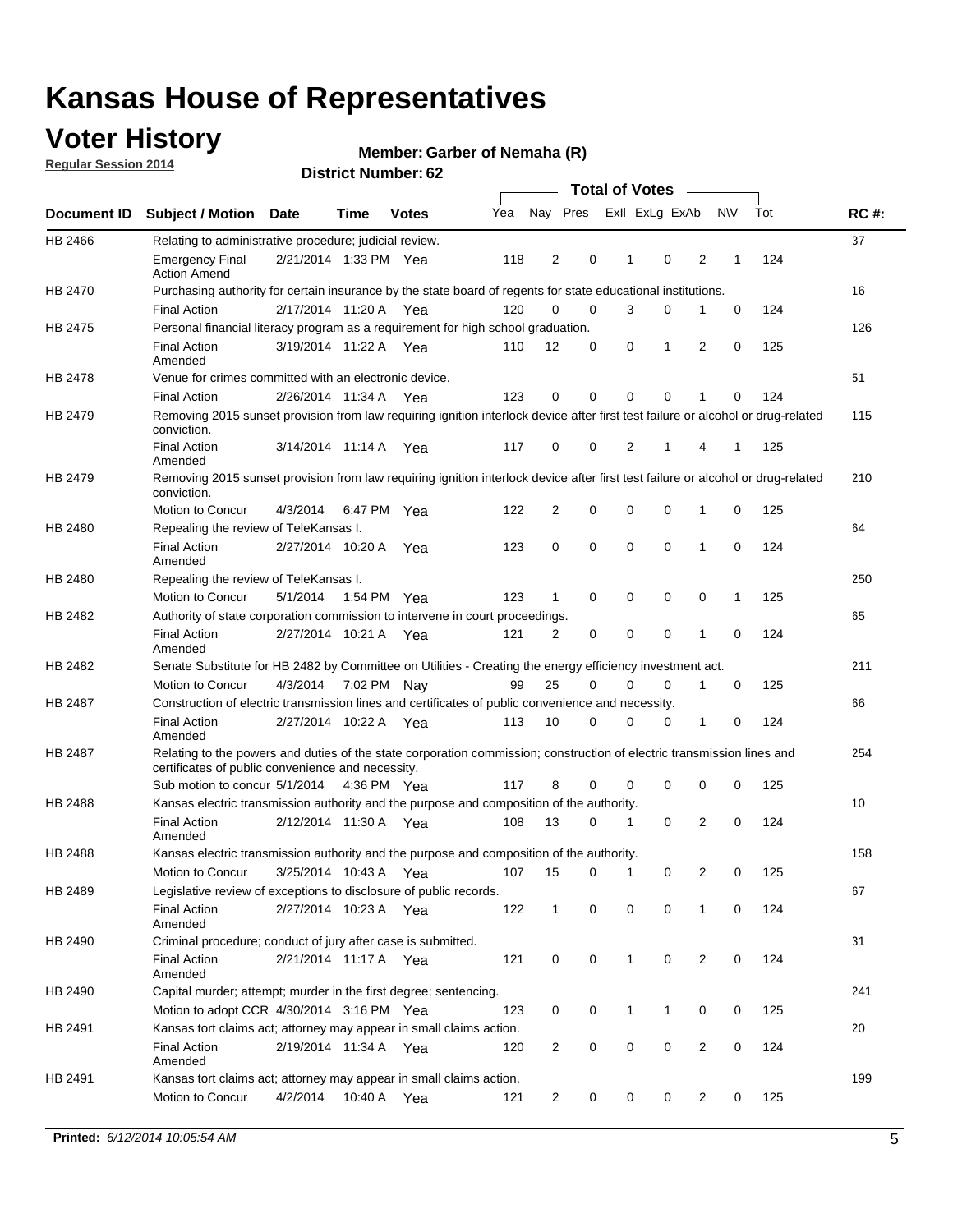# Kansas House of Representatives

## Voter History

**Regular Session 2014**

**Member: Garber of Nemaha (R)**

**District Number: 62**

| Document ID | Subject / Motion | Date | Time | Votes | Yea | Nay | Pres | ExII | ExLg | ExAb | N\V | Tot | RC #: |
|---|---|---|---|---|---|---|---|---|---|---|---|---|---|
| HB 2466 | Relating to administrative procedure; judicial review. | | | | | | | | | | | | 37 |
| | Emergency Final Action Amend | 2/21/2014 | 1:33 PM | Yea | 118 | 2 | 0 | 1 | 0 | 2 | 1 | 124 | |
| HB 2470 | Purchasing authority for certain insurance by the state board of regents for state educational institutions. | | | | | | | | | | | | 16 |
| | Final Action | 2/17/2014 | 11:20 A | Yea | 120 | 0 | 0 | 3 | 0 | 1 | 0 | 124 | |
| HB 2475 | Personal financial literacy program as a requirement for high school graduation. | | | | | | | | | | | | 126 |
| | Final Action Amended | 3/19/2014 | 11:22 A | Yea | 110 | 12 | 0 | 0 | 1 | 2 | 0 | 125 | |
| HB 2478 | Venue for crimes committed with an electronic device. | | | | | | | | | | | | 51 |
| | Final Action | 2/26/2014 | 11:34 A | Yea | 123 | 0 | 0 | 0 | 0 | 1 | 0 | 124 | |
| HB 2479 | Removing 2015 sunset provision from law requiring ignition interlock device after first test failure or alcohol or drug-related conviction. | | | | | | | | | | | | 115 |
| | Final Action Amended | 3/14/2014 | 11:14 A | Yea | 117 | 0 | 0 | 2 | 1 | 4 | 1 | 125 | |
| HB 2479 | Removing 2015 sunset provision from law requiring ignition interlock device after first test failure or alcohol or drug-related conviction. | | | | | | | | | | | | 210 |
| | Motion to Concur | 4/3/2014 | 6:47 PM | Yea | 122 | 2 | 0 | 0 | 0 | 1 | 0 | 125 | |
| HB 2480 | Repealing the review of TeleKansas I. | | | | | | | | | | | | 64 |
| | Final Action Amended | 2/27/2014 | 10:20 A | Yea | 123 | 0 | 0 | 0 | 0 | 1 | 0 | 124 | |
| HB 2480 | Repealing the review of TeleKansas I. | | | | | | | | | | | | 250 |
| | Motion to Concur | 5/1/2014 | 1:54 PM | Yea | 123 | 1 | 0 | 0 | 0 | 0 | 1 | 125 | |
| HB 2482 | Authority of state corporation commission to intervene in court proceedings. | | | | | | | | | | | | 65 |
| | Final Action Amended | 2/27/2014 | 10:21 A | Yea | 121 | 2 | 0 | 0 | 0 | 1 | 0 | 124 | |
| HB 2482 | Senate Substitute for HB 2482 by Committee on Utilities - Creating the energy efficiency investment act. | | | | | | | | | | | | 211 |
| | Motion to Concur | 4/3/2014 | 7:02 PM | Nay | 99 | 25 | 0 | 0 | 0 | 1 | 0 | 125 | |
| HB 2487 | Construction of electric transmission lines and certificates of public convenience and necessity. | | | | | | | | | | | | 66 |
| | Final Action Amended | 2/27/2014 | 10:22 A | Yea | 113 | 10 | 0 | 0 | 0 | 1 | 0 | 124 | |
| HB 2487 | Relating to the powers and duties of the state corporation commission; construction of electric transmission lines and certificates of public convenience and necessity. | | | | | | | | | | | | 254 |
| | Sub motion to concur | 5/1/2014 | 4:36 PM | Yea | 117 | 8 | 0 | 0 | 0 | 0 | 0 | 125 | |
| HB 2488 | Kansas electric transmission authority and the purpose and composition of the authority. | | | | | | | | | | | | 10 |
| | Final Action Amended | 2/12/2014 | 11:30 A | Yea | 108 | 13 | 0 | 1 | 0 | 2 | 0 | 124 | |
| HB 2488 | Kansas electric transmission authority and the purpose and composition of the authority. | | | | | | | | | | | | 158 |
| | Motion to Concur | 3/25/2014 | 10:43 A | Yea | 107 | 15 | 0 | 1 | 0 | 2 | 0 | 125 | |
| HB 2489 | Legislative review of exceptions to disclosure of public records. | | | | | | | | | | | | 67 |
| | Final Action Amended | 2/27/2014 | 10:23 A | Yea | 122 | 1 | 0 | 0 | 0 | 1 | 0 | 124 | |
| HB 2490 | Criminal procedure; conduct of jury after case is submitted. | | | | | | | | | | | | 31 |
| | Final Action Amended | 2/21/2014 | 11:17 A | Yea | 121 | 0 | 0 | 1 | 0 | 2 | 0 | 124 | |
| HB 2490 | Capital murder; attempt; murder in the first degree; sentencing. | | | | | | | | | | | | 241 |
| | Motion to adopt CCR | 4/30/2014 | 3:16 PM | Yea | 123 | 0 | 0 | 1 | 1 | 0 | 0 | 125 | |
| HB 2491 | Kansas tort claims act; attorney may appear in small claims action. | | | | | | | | | | | | 20 |
| | Final Action Amended | 2/19/2014 | 11:34 A | Yea | 120 | 2 | 0 | 0 | 0 | 2 | 0 | 124 | |
| HB 2491 | Kansas tort claims act; attorney may appear in small claims action. | | | | | | | | | | | | 199 |
| | Motion to Concur | 4/2/2014 | 10:40 A | Yea | 121 | 2 | 0 | 0 | 0 | 2 | 0 | 125 | |

**Printed:** *6/12/2014 10:05:54 AM*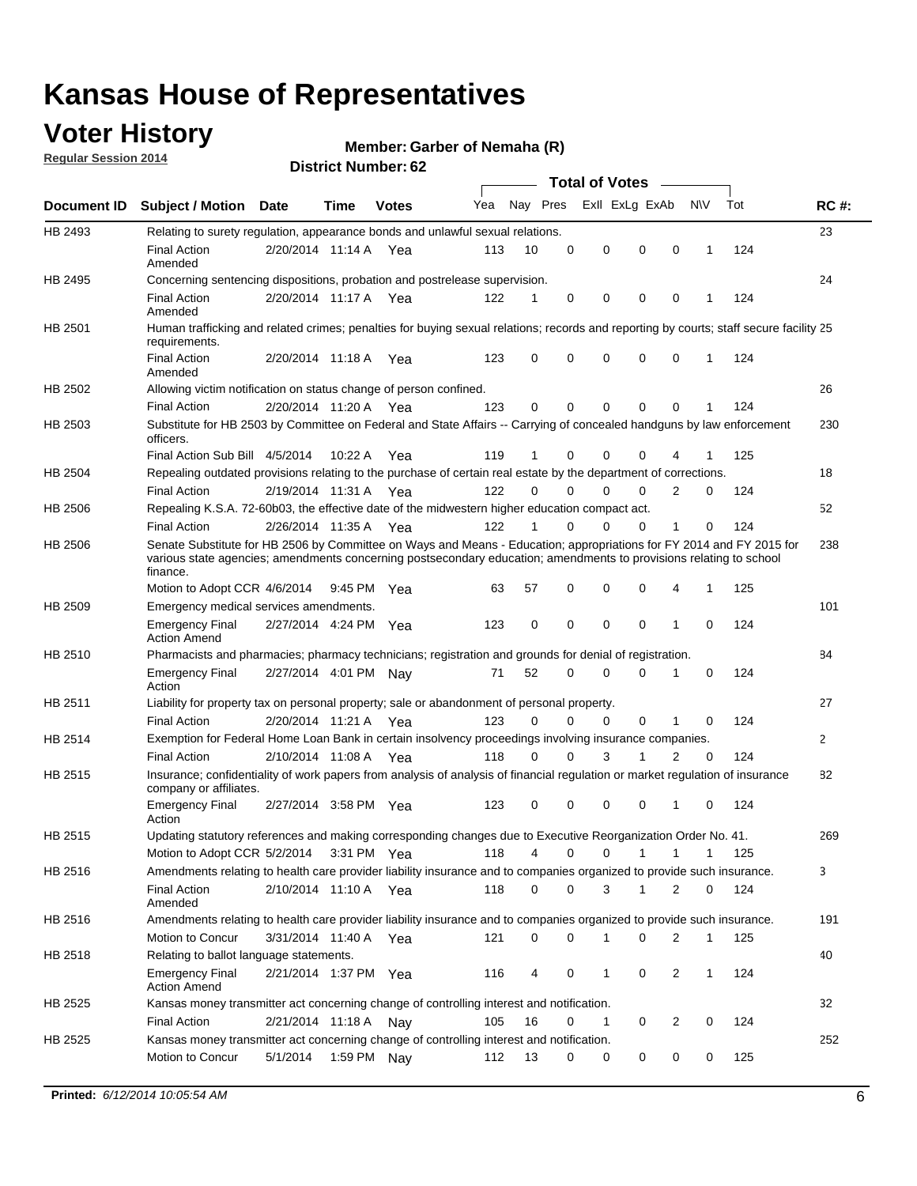# Kansas House of Representatives

## Voter History

**Regular Session 2014**

**Member: Garber of Nemaha (R)**

**District Number: 62**

| Document ID | Subject / Motion | Date | Time | Votes | Yea | Nay | Pres | ExII | ExLg | ExAb | N\V | Tot | RC #: |
|---|---|---|---|---|---|---|---|---|---|---|---|---|---|
| HB 2493 | Relating to surety regulation, appearance bonds and unlawful sexual relations. | | | | | | | | | | | | 23 |
| | Final Action Amended | 2/20/2014 | 11:14 A | Yea | 113 | 10 | 0 | 0 | 0 | 0 | 1 | 124 | |
| HB 2495 | Concerning sentencing dispositions, probation and postrelease supervision. | | | | | | | | | | | | 24 |
| | Final Action Amended | 2/20/2014 | 11:17 A | Yea | 122 | 1 | 0 | 0 | 0 | 0 | 1 | 124 | |
| HB 2501 | Human trafficking and related crimes; penalties for buying sexual relations; records and reporting by courts; staff secure facility requirements. | | | | | | | | | | | | 25 |
| | Final Action Amended | 2/20/2014 | 11:18 A | Yea | 123 | 0 | 0 | 0 | 0 | 0 | 1 | 124 | |
| HB 2502 | Allowing victim notification on status change of person confined. | | | | | | | | | | | | 26 |
| | Final Action | 2/20/2014 | 11:20 A | Yea | 123 | 0 | 0 | 0 | 0 | 0 | 1 | 124 | |
| HB 2503 | Substitute for HB 2503 by Committee on Federal and State Affairs -- Carrying of concealed handguns by law enforcement officers. | | | | | | | | | | | | 230 |
| | Final Action Sub Bill | 4/5/2014 | 10:22 A | Yea | 119 | 1 | 0 | 0 | 0 | 4 | 1 | 125 | |
| HB 2504 | Repealing outdated provisions relating to the purchase of certain real estate by the department of corrections. | | | | | | | | | | | | 18 |
| | Final Action | 2/19/2014 | 11:31 A | Yea | 122 | 0 | 0 | 0 | 0 | 2 | 0 | 124 | |
| HB 2506 | Repealing K.S.A. 72-60b03, the effective date of the midwestern higher education compact act. | | | | | | | | | | | | 52 |
| | Final Action | 2/26/2014 | 11:35 A | Yea | 122 | 1 | 0 | 0 | 0 | 1 | 0 | 124 | |
| HB 2506 | Senate Substitute for HB 2506 by Committee on Ways and Means - Education; appropriations for FY 2014 and FY 2015 for various state agencies; amendments concerning postsecondary education; amendments to provisions relating to school finance. | | | | | | | | | | | | 238 |
| | Motion to Adopt CCR | 4/6/2014 | 9:45 PM | Yea | 63 | 57 | 0 | 0 | 0 | 4 | 1 | 125 | |
| HB 2509 | Emergency medical services amendments. | | | | | | | | | | | | 101 |
| | Emergency Final Action Amend | 2/27/2014 | 4:24 PM | Yea | 123 | 0 | 0 | 0 | 0 | 1 | 0 | 124 | |
| HB 2510 | Pharmacists and pharmacies; pharmacy technicians; registration and grounds for denial of registration. | | | | | | | | | | | | 84 |
| | Emergency Final Action | 2/27/2014 | 4:01 PM | Nay | 71 | 52 | 0 | 0 | 0 | 1 | 0 | 124 | |
| HB 2511 | Liability for property tax on personal property; sale or abandonment of personal property. | | | | | | | | | | | | 27 |
| | Final Action | 2/20/2014 | 11:21 A | Yea | 123 | 0 | 0 | 0 | 0 | 1 | 0 | 124 | |
| HB 2514 | Exemption for Federal Home Loan Bank in certain insolvency proceedings involving insurance companies. | | | | | | | | | | | | 2 |
| | Final Action | 2/10/2014 | 11:08 A | Yea | 118 | 0 | 0 | 3 | 1 | 2 | 0 | 124 | |
| HB 2515 | Insurance; confidentiality of work papers from analysis of analysis of financial regulation or market regulation of insurance company or affiliates. | | | | | | | | | | | | 82 |
| | Emergency Final Action | 2/27/2014 | 3:58 PM | Yea | 123 | 0 | 0 | 0 | 0 | 1 | 0 | 124 | |
| HB 2515 | Updating statutory references and making corresponding changes due to Executive Reorganization Order No. 41. | | | | | | | | | | | | 269 |
| | Motion to Adopt CCR | 5/2/2014 | 3:31 PM | Yea | 118 | 4 | 0 | 0 | 1 | 1 | 1 | 125 | |
| HB 2516 | Amendments relating to health care provider liability insurance and to companies organized to provide such insurance. | | | | | | | | | | | | 3 |
| | Final Action Amended | 2/10/2014 | 11:10 A | Yea | 118 | 0 | 0 | 3 | 1 | 2 | 0 | 124 | |
| HB 2516 | Amendments relating to health care provider liability insurance and to companies organized to provide such insurance. | | | | | | | | | | | | 191 |
| | Motion to Concur | 3/31/2014 | 11:40 A | Yea | 121 | 0 | 0 | 1 | 0 | 2 | 1 | 125 | |
| HB 2518 | Relating to ballot language statements. | | | | | | | | | | | | 40 |
| | Emergency Final Action Amend | 2/21/2014 | 1:37 PM | Yea | 116 | 4 | 0 | 1 | 0 | 2 | 1 | 124 | |
| HB 2525 | Kansas money transmitter act concerning change of controlling interest and notification. | | | | | | | | | | | | 32 |
| | Final Action | 2/21/2014 | 11:18 A | Nay | 105 | 16 | 0 | 1 | 0 | 2 | 0 | 124 | |
| HB 2525 | Kansas money transmitter act concerning change of controlling interest and notification. | | | | | | | | | | | | 252 |
| | Motion to Concur | 5/1/2014 | 1:59 PM | Nay | 112 | 13 | 0 | 0 | 0 | 0 | 0 | 125 | |

**Printed:** *6/12/2014 10:05:54 AM*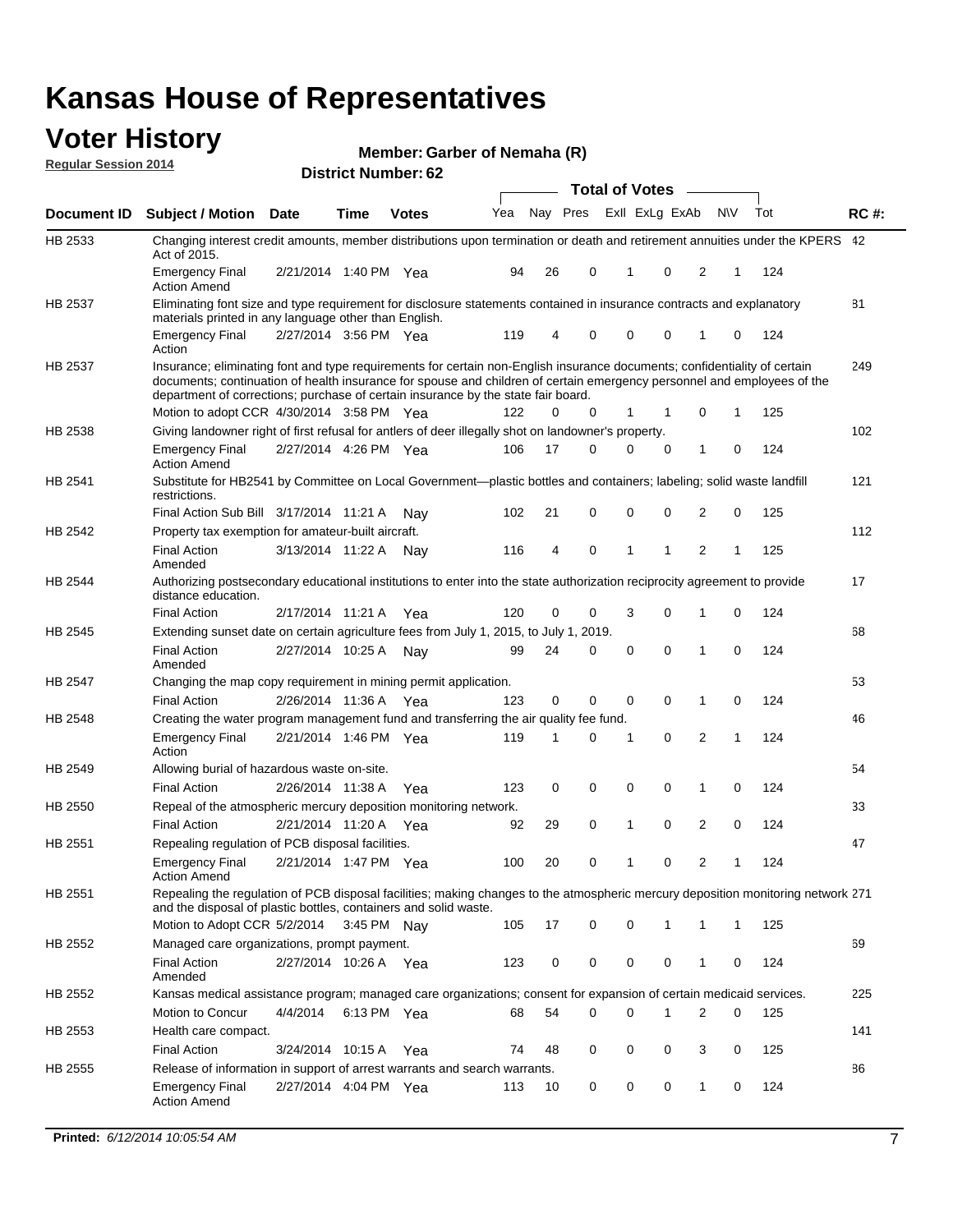# Kansas House of Representatives

## Voter History

**Regular Session 2014**

**Member: Garber of Nemaha (R)**

**District Number: 62**

| Document ID | Subject / Motion | Date | Time | Votes | Yea | Nay | Pres | ExII | ExLg | ExAb | N\V | Tot | RC #: |
|---|---|---|---|---|---|---|---|---|---|---|---|---|---|
| HB 2533 | Changing interest credit amounts, member distributions upon termination or death and retirement annuities under the KPERS Act of 2015. | | | | | | | | | | | | 42 |
| | Emergency Final Action Amend | 2/21/2014 | 1:40 PM | Yea | 94 | 26 | 0 | 1 | 0 | 2 | 1 | 124 | |
| HB 2537 | Eliminating font size and type requirement for disclosure statements contained in insurance contracts and explanatory materials printed in any language other than English. | | | | | | | | | | | | 81 |
| | Emergency Final Action | 2/27/2014 | 3:56 PM | Yea | 119 | 4 | 0 | 0 | 0 | 1 | 0 | 124 | |
| HB 2537 | Insurance; eliminating font and type requirements for certain non-English insurance documents; confidentiality of certain documents; continuation of health insurance for spouse and children of certain emergency personnel and employees of the department of corrections; purchase of certain insurance by the state fair board. | | | | | | | | | | | | 249 |
| | Motion to adopt CCR | 4/30/2014 | 3:58 PM | Yea | 122 | 0 | 0 | 1 | 1 | 0 | 1 | 125 | |
| HB 2538 | Giving landowner right of first refusal for antlers of deer illegally shot on landowner's property. | | | | | | | | | | | | 102 |
| | Emergency Final Action Amend | 2/27/2014 | 4:26 PM | Yea | 106 | 17 | 0 | 0 | 0 | 1 | 0 | 124 | |
| HB 2541 | Substitute for HB2541 by Committee on Local Government—plastic bottles and containers; labeling; solid waste landfill restrictions. | | | | | | | | | | | | 121 |
| | Final Action Sub Bill | 3/17/2014 | 11:21 A | Nay | 102 | 21 | 0 | 0 | 0 | 2 | 0 | 125 | |
| HB 2542 | Property tax exemption for amateur-built aircraft. | | | | | | | | | | | | 112 |
| | Final Action Amended | 3/13/2014 | 11:22 A | Nay | 116 | 4 | 0 | 1 | 1 | 2 | 1 | 125 | |
| HB 2544 | Authorizing postsecondary educational institutions to enter into the state authorization reciprocity agreement to provide distance education. | | | | | | | | | | | | 17 |
| | Final Action | 2/17/2014 | 11:21 A | Yea | 120 | 0 | 0 | 3 | 0 | 1 | 0 | 124 | |
| HB 2545 | Extending sunset date on certain agriculture fees from July 1, 2015, to July 1, 2019. | | | | | | | | | | | | 68 |
| | Final Action Amended | 2/27/2014 | 10:25 A | Nay | 99 | 24 | 0 | 0 | 0 | 1 | 0 | 124 | |
| HB 2547 | Changing the map copy requirement in mining permit application. | | | | | | | | | | | | 53 |
| | Final Action | 2/26/2014 | 11:36 A | Yea | 123 | 0 | 0 | 0 | 0 | 1 | 0 | 124 | |
| HB 2548 | Creating the water program management fund and transferring the air quality fee fund. | | | | | | | | | | | | 46 |
| | Emergency Final Action | 2/21/2014 | 1:46 PM | Yea | 119 | 1 | 0 | 1 | 0 | 2 | 1 | 124 | |
| HB 2549 | Allowing burial of hazardous waste on-site. | | | | | | | | | | | | 54 |
| | Final Action | 2/26/2014 | 11:38 A | Yea | 123 | 0 | 0 | 0 | 0 | 1 | 0 | 124 | |
| HB 2550 | Repeal of the atmospheric mercury deposition monitoring network. | | | | | | | | | | | | 33 |
| | Final Action | 2/21/2014 | 11:20 A | Yea | 92 | 29 | 0 | 1 | 0 | 2 | 0 | 124 | |
| HB 2551 | Repealing regulation of PCB disposal facilities. | | | | | | | | | | | | 47 |
| | Emergency Final Action Amend | 2/21/2014 | 1:47 PM | Yea | 100 | 20 | 0 | 1 | 0 | 2 | 1 | 124 | |
| HB 2551 | Repealing the regulation of PCB disposal facilities; making changes to the atmospheric mercury deposition monitoring network and the disposal of plastic bottles, containers and solid waste. | | | | | | | | | | | | 271 |
| | Motion to Adopt CCR | 5/2/2014 | 3:45 PM | Nay | 105 | 17 | 0 | 0 | 1 | 1 | 1 | 125 | |
| HB 2552 | Managed care organizations, prompt payment. | | | | | | | | | | | | 69 |
| | Final Action Amended | 2/27/2014 | 10:26 A | Yea | 123 | 0 | 0 | 0 | 0 | 1 | 0 | 124 | |
| HB 2552 | Kansas medical assistance program; managed care organizations; consent for expansion of certain medicaid services. | | | | | | | | | | | | 225 |
| | Motion to Concur | 4/4/2014 | 6:13 PM | Yea | 68 | 54 | 0 | 0 | 1 | 2 | 0 | 125 | |
| HB 2553 | Health care compact. | | | | | | | | | | | | 141 |
| | Final Action | 3/24/2014 | 10:15 A | Yea | 74 | 48 | 0 | 0 | 0 | 3 | 0 | 125 | |
| HB 2555 | Release of information in support of arrest warrants and search warrants. | | | | | | | | | | | | 86 |
| | Emergency Final Action Amend | 2/27/2014 | 4:04 PM | Yea | 113 | 10 | 0 | 0 | 0 | 1 | 0 | 124 | |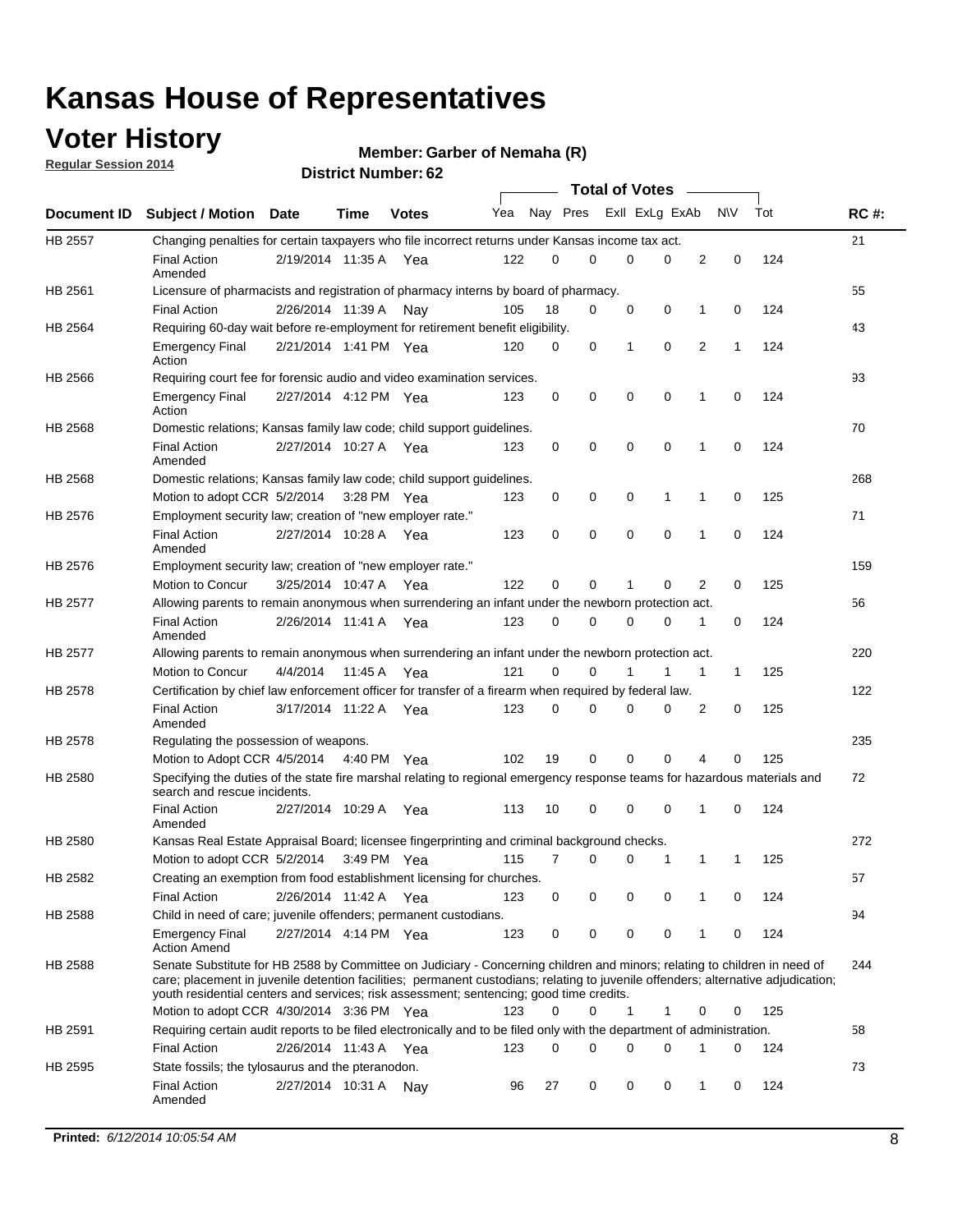# Kansas House of Representatives

## Voter History

**Regular Session 2014**

**Member: Garber of Nemaha (R)**

**District Number: 62**

| Document ID | Subject / Motion | Date | Time | Votes | Yea | Nay | Pres | ExII | ExLg | ExAb | N\V | Tot | RC #: |
|---|---|---|---|---|---|---|---|---|---|---|---|---|---|
| HB 2557 | Changing penalties for certain taxpayers who file incorrect returns under Kansas income tax act. | | | | | | | | | | | | 21 |
| | Final Action Amended | 2/19/2014 | 11:35 A | Yea | 122 | 0 | 0 | 0 | 0 | 2 | 0 | 124 | |
| HB 2561 | Licensure of pharmacists and registration of pharmacy interns by board of pharmacy. | | | | | | | | | | | | 55 |
| | Final Action | 2/26/2014 | 11:39 A | Nay | 105 | 18 | 0 | 0 | 0 | 1 | 0 | 124 | |
| HB 2564 | Requiring 60-day wait before re-employment for retirement benefit eligibility. | | | | | | | | | | | | 43 |
| | Emergency Final Action | 2/21/2014 | 1:41 PM | Yea | 120 | 0 | 0 | 1 | 0 | 2 | 1 | 124 | |
| HB 2566 | Requiring court fee for forensic audio and video examination services. | | | | | | | | | | | | 93 |
| | Emergency Final Action | 2/27/2014 | 4:12 PM | Yea | 123 | 0 | 0 | 0 | 0 | 1 | 0 | 124 | |
| HB 2568 | Domestic relations; Kansas family law code; child support guidelines. | | | | | | | | | | | | 70 |
| | Final Action Amended | 2/27/2014 | 10:27 A | Yea | 123 | 0 | 0 | 0 | 0 | 1 | 0 | 124 | |
| HB 2568 | Domestic relations; Kansas family law code; child support guidelines. | | | | | | | | | | | | 268 |
| | Motion to adopt CCR | 5/2/2014 | 3:28 PM | Yea | 123 | 0 | 0 | 0 | 1 | 1 | 0 | 125 | |
| HB 2576 | Employment security law; creation of "new employer rate." | | | | | | | | | | | | 71 |
| | Final Action Amended | 2/27/2014 | 10:28 A | Yea | 123 | 0 | 0 | 0 | 0 | 1 | 0 | 124 | |
| HB 2576 | Employment security law; creation of "new employer rate." | | | | | | | | | | | | 159 |
| | Motion to Concur | 3/25/2014 | 10:47 A | Yea | 122 | 0 | 0 | 1 | 0 | 2 | 0 | 125 | |
| HB 2577 | Allowing parents to remain anonymous when surrendering an infant under the newborn protection act. | | | | | | | | | | | | 56 |
| | Final Action Amended | 2/26/2014 | 11:41 A | Yea | 123 | 0 | 0 | 0 | 0 | 1 | 0 | 124 | |
| HB 2577 | Allowing parents to remain anonymous when surrendering an infant under the newborn protection act. | | | | | | | | | | | | 220 |
| | Motion to Concur | 4/4/2014 | 11:45 A | Yea | 121 | 0 | 0 | 1 | 1 | 1 | 1 | 125 | |
| HB 2578 | Certification by chief law enforcement officer for transfer of a firearm when required by federal law. | | | | | | | | | | | | 122 |
| | Final Action Amended | 3/17/2014 | 11:22 A | Yea | 123 | 0 | 0 | 0 | 0 | 2 | 0 | 125 | |
| HB 2578 | Regulating the possession of weapons. | | | | | | | | | | | | 235 |
| | Motion to Adopt CCR | 4/5/2014 | 4:40 PM | Yea | 102 | 19 | 0 | 0 | 0 | 4 | 0 | 125 | |
| HB 2580 | Specifying the duties of the state fire marshal relating to regional emergency response teams for hazardous materials and search and rescue incidents. | | | | | | | | | | | | 72 |
| | Final Action Amended | 2/27/2014 | 10:29 A | Yea | 113 | 10 | 0 | 0 | 0 | 1 | 0 | 124 | |
| HB 2580 | Kansas Real Estate Appraisal Board; licensee fingerprinting and criminal background checks. | | | | | | | | | | | | 272 |
| | Motion to adopt CCR | 5/2/2014 | 3:49 PM | Yea | 115 | 7 | 0 | 0 | 1 | 1 | 1 | 125 | |
| HB 2582 | Creating an exemption from food establishment licensing for churches. | | | | | | | | | | | | 57 |
| | Final Action | 2/26/2014 | 11:42 A | Yea | 123 | 0 | 0 | 0 | 0 | 1 | 0 | 124 | |
| HB 2588 | Child in need of care; juvenile offenders; permanent custodians. | | | | | | | | | | | | 94 |
| | Emergency Final Action Amend | 2/27/2014 | 4:14 PM | Yea | 123 | 0 | 0 | 0 | 0 | 1 | 0 | 124 | |
| HB 2588 | Senate Substitute for HB 2588 by Committee on Judiciary - Concerning children and minors; relating to children in need of care; placement in juvenile detention facilities; permanent custodians; relating to juvenile offenders; alternative adjudication; youth residential centers and services; risk assessment; sentencing; good time credits. | | | | | | | | | | | | 244 |
| | Motion to adopt CCR | 4/30/2014 | 3:36 PM | Yea | 123 | 0 | 0 | 1 | 1 | 0 | 0 | 125 | |
| HB 2591 | Requiring certain audit reports to be filed electronically and to be filed only with the department of administration. | | | | | | | | | | | | 58 |
| | Final Action | 2/26/2014 | 11:43 A | Yea | 123 | 0 | 0 | 0 | 0 | 1 | 0 | 124 | |
| HB 2595 | State fossils; the tylosaurus and the pteranodon. | | | | | | | | | | | | 73 |
| | Final Action Amended | 2/27/2014 | 10:31 A | Nay | 96 | 27 | 0 | 0 | 0 | 1 | 0 | 124 | |

**Printed:** *6/12/2014 10:05:54 AM*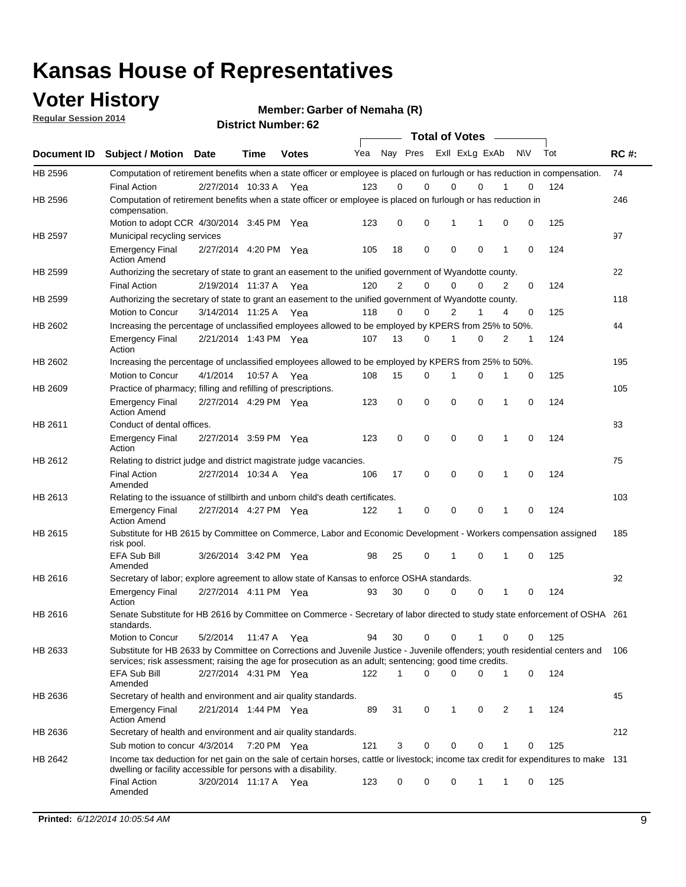# Kansas House of Representatives

## Voter History

**Regular Session 2014**

**Member: Garber of Nemaha (R)**

**District Number: 62**

| Document ID | Subject / Motion | Date | Time | Votes | Yea | Nay | Pres | ExII | ExLg | ExAb | N\V | Tot | RC #: |
|---|---|---|---|---|---|---|---|---|---|---|---|---|---|
| HB 2596 | Computation of retirement benefits when a state officer or employee is placed on furlough or has reduction in compensation. | | | | | | | | | | | | 74 |
| | Final Action | 2/27/2014 | 10:33 A | Yea | 123 | 0 | 0 | 0 | 0 | 1 | 0 | 124 | |
| HB 2596 | Computation of retirement benefits when a state officer or employee is placed on furlough or has reduction in compensation. | | | | | | | | | | | | 246 |
| | Motion to adopt CCR | 4/30/2014 | 3:45 PM | Yea | 123 | 0 | 0 | 1 | 1 | 0 | 0 | 125 | |
| HB 2597 | Municipal recycling services | | | | | | | | | | | | 97 |
| | Emergency Final Action Amend | 2/27/2014 | 4:20 PM | Yea | 105 | 18 | 0 | 0 | 0 | 1 | 0 | 124 | |
| HB 2599 | Authorizing the secretary of state to grant an easement to the unified government of Wyandotte county. | | | | | | | | | | | | 22 |
| | Final Action | 2/19/2014 | 11:37 A | Yea | 120 | 2 | 0 | 0 | 0 | 2 | 0 | 124 | |
| HB 2599 | Authorizing the secretary of state to grant an easement to the unified government of Wyandotte county. | | | | | | | | | | | | 118 |
| | Motion to Concur | 3/14/2014 | 11:25 A | Yea | 118 | 0 | 0 | 2 | 1 | 4 | 0 | 125 | |
| HB 2602 | Increasing the percentage of unclassified employees allowed to be employed by KPERS from 25% to 50%. | | | | | | | | | | | | 44 |
| | Emergency Final Action | 2/21/2014 | 1:43 PM | Yea | 107 | 13 | 0 | 1 | 0 | 2 | 1 | 124 | |
| HB 2602 | Increasing the percentage of unclassified employees allowed to be employed by KPERS from 25% to 50%. | | | | | | | | | | | | 195 |
| | Motion to Concur | 4/1/2014 | 10:57 A | Yea | 108 | 15 | 0 | 1 | 0 | 1 | 0 | 125 | |
| HB 2609 | Practice of pharmacy; filling and refilling of prescriptions. | | | | | | | | | | | | 105 |
| | Emergency Final Action Amend | 2/27/2014 | 4:29 PM | Yea | 123 | 0 | 0 | 0 | 0 | 1 | 0 | 124 | |
| HB 2611 | Conduct of dental offices. | | | | | | | | | | | | 83 |
| | Emergency Final Action | 2/27/2014 | 3:59 PM | Yea | 123 | 0 | 0 | 0 | 0 | 1 | 0 | 124 | |
| HB 2612 | Relating to district judge and district magistrate judge vacancies. | | | | | | | | | | | | 75 |
| | Final Action Amended | 2/27/2014 | 10:34 A | Yea | 106 | 17 | 0 | 0 | 0 | 1 | 0 | 124 | |
| HB 2613 | Relating to the issuance of stillbirth and unborn child's death certificates. | | | | | | | | | | | | 103 |
| | Emergency Final Action Amend | 2/27/2014 | 4:27 PM | Yea | 122 | 1 | 0 | 0 | 0 | 1 | 0 | 124 | |
| HB 2615 | Substitute for HB 2615 by Committee on Commerce, Labor and Economic Development - Workers compensation assigned risk pool. | | | | | | | | | | | | 185 |
| | EFA Sub Bill Amended | 3/26/2014 | 3:42 PM | Yea | 98 | 25 | 0 | 1 | 0 | 1 | 0 | 125 | |
| HB 2616 | Secretary of labor; explore agreement to allow state of Kansas to enforce OSHA standards. | | | | | | | | | | | | 92 |
| | Emergency Final Action | 2/27/2014 | 4:11 PM | Yea | 93 | 30 | 0 | 0 | 0 | 1 | 0 | 124 | |
| HB 2616 | Senate Substitute for HB 2616 by Committee on Commerce - Secretary of labor directed to study state enforcement of OSHA standards. | | | | | | | | | | | | 261 |
| | Motion to Concur | 5/2/2014 | 11:47 A | Yea | 94 | 30 | 0 | 0 | 1 | 0 | 0 | 125 | |
| HB 2633 | Substitute for HB 2633 by Committee on Corrections and Juvenile Justice - Juvenile offenders; youth residential centers and services; risk assessment; raising the age for prosecution as an adult; sentencing; good time credits. | | | | | | | | | | | | 106 |
| | EFA Sub Bill Amended | 2/27/2014 | 4:31 PM | Yea | 122 | 1 | 0 | 0 | 0 | 1 | 0 | 124 | |
| HB 2636 | Secretary of health and environment and air quality standards. | | | | | | | | | | | | 45 |
| | Emergency Final Action Amend | 2/21/2014 | 1:44 PM | Yea | 89 | 31 | 0 | 1 | 0 | 2 | 1 | 124 | |
| HB 2636 | Secretary of health and environment and air quality standards. | | | | | | | | | | | | 212 |
| | Sub motion to concur | 4/3/2014 | 7:20 PM | Yea | 121 | 3 | 0 | 0 | 0 | 1 | 0 | 125 | |
| HB 2642 | Income tax deduction for net gain on the sale of certain horses, cattle or livestock; income tax credit for expenditures to make dwelling or facility accessible for persons with a disability. | | | | | | | | | | | | 131 |
| | Final Action Amended | 3/20/2014 | 11:17 A | Yea | 123 | 0 | 0 | 0 | 1 | 1 | 0 | 125 | |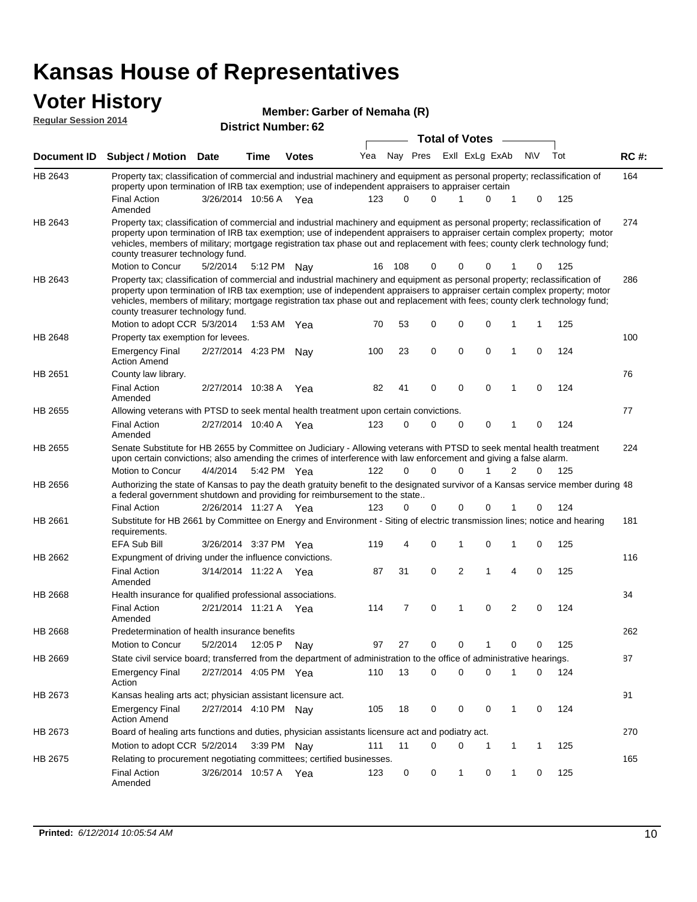# Kansas House of Representatives

## Voter History

**Regular Session 2014**

**Member: Garber of Nemaha (R)**

**District Number: 62**

| Document ID | Subject / Motion | Date | Time | Votes | Yea | Nay | Pres | ExII | ExLg | ExAb | N\V | Tot | RC #: |
|---|---|---|---|---|---|---|---|---|---|---|---|---|---|
| HB 2643 | Property tax; classification of commercial and industrial machinery and equipment as personal property; reclassification of property upon termination of IRB tax exemption; use of independent appraisers to appraiser certain | | | | | | | | | | | | 164 |
| | Final Action Amended | 3/26/2014 | 10:56 A | Yea | 123 | 0 | 0 | 1 | 0 | 1 | 0 | 125 | |
| HB 2643 | Property tax; classification of commercial and industrial machinery and equipment as personal property; reclassification of property upon termination of IRB tax exemption; use of independent appraisers to appraiser certain complex property; motor vehicles, members of military; mortgage registration tax phase out and replacement with fees; county clerk technology fund; county treasurer technology fund. | | | | | | | | | | | | 274 |
| | Motion to Concur | 5/2/2014 | 5:12 PM | Nay | 16 | 108 | 0 | 0 | 0 | 1 | 0 | 125 | |
| HB 2643 | Property tax; classification of commercial and industrial machinery and equipment as personal property; reclassification of property upon termination of IRB tax exemption; use of independent appraisers to appraiser certain complex property; motor vehicles, members of military; mortgage registration tax phase out and replacement with fees; county clerk technology fund; county treasurer technology fund. | | | | | | | | | | | | 286 |
| | Motion to adopt CCR | 5/3/2014 | 1:53 AM | Yea | 70 | 53 | 0 | 0 | 0 | 1 | 1 | 125 | |
| HB 2648 | Property tax exemption for levees. | | | | | | | | | | | | 100 |
| | Emergency Final Action Amend | 2/27/2014 | 4:23 PM | Nay | 100 | 23 | 0 | 0 | 0 | 1 | 0 | 124 | |
| HB 2651 | County law library. | | | | | | | | | | | | 76 |
| | Final Action Amended | 2/27/2014 | 10:38 A | Yea | 82 | 41 | 0 | 0 | 0 | 1 | 0 | 124 | |
| HB 2655 | Allowing veterans with PTSD to seek mental health treatment upon certain convictions. | | | | | | | | | | | | 77 |
| | Final Action Amended | 2/27/2014 | 10:40 A | Yea | 123 | 0 | 0 | 0 | 0 | 1 | 0 | 124 | |
| HB 2655 | Senate Substitute for HB 2655 by Committee on Judiciary - Allowing veterans with PTSD to seek mental health treatment upon certain convictions; also amending the crimes of interference with law enforcement and giving a false alarm. | | | | | | | | | | | | 224 |
| | Motion to Concur | 4/4/2014 | 5:42 PM | Yea | 122 | 0 | 0 | 0 | 1 | 2 | 0 | 125 | |
| HB 2656 | Authorizing the state of Kansas to pay the death gratuity benefit to the designated survivor of a Kansas service member during a federal government shutdown and providing for reimbursement to the state.. | | | | | | | | | | | | 48 |
| | Final Action | 2/26/2014 | 11:27 A | Yea | 123 | 0 | 0 | 0 | 0 | 1 | 0 | 124 | |
| HB 2661 | Substitute for HB 2661 by Committee on Energy and Environment - Siting of electric transmission lines; notice and hearing requirements. | | | | | | | | | | | | 181 |
| | EFA Sub Bill | 3/26/2014 | 3:37 PM | Yea | 119 | 4 | 0 | 1 | 0 | 1 | 0 | 125 | |
| HB 2662 | Expungment of driving under the influence convictions. | | | | | | | | | | | | 116 |
| | Final Action Amended | 3/14/2014 | 11:22 A | Yea | 87 | 31 | 0 | 2 | 1 | 4 | 0 | 125 | |
| HB 2668 | Health insurance for qualified professional associations. | | | | | | | | | | | | 34 |
| | Final Action Amended | 2/21/2014 | 11:21 A | Yea | 114 | 7 | 0 | 1 | 0 | 2 | 0 | 124 | |
| HB 2668 | Predetermination of health insurance benefits | | | | | | | | | | | | 262 |
| | Motion to Concur | 5/2/2014 | 12:05 P | Nay | 97 | 27 | 0 | 0 | 1 | 0 | 0 | 125 | |
| HB 2669 | State civil service board; transferred from the department of administration to the office of administrative hearings. | | | | | | | | | | | | 87 |
| | Emergency Final Action | 2/27/2014 | 4:05 PM | Yea | 110 | 13 | 0 | 0 | 0 | 1 | 0 | 124 | |
| HB 2673 | Kansas healing arts act; physician assistant licensure act. | | | | | | | | | | | | 91 |
| | Emergency Final Action Amend | 2/27/2014 | 4:10 PM | Nay | 105 | 18 | 0 | 0 | 0 | 1 | 0 | 124 | |
| HB 2673 | Board of healing arts functions and duties, physician assistants licensure act and podiatry act. | | | | | | | | | | | | 270 |
| | Motion to adopt CCR | 5/2/2014 | 3:39 PM | Nay | 111 | 11 | 0 | 0 | 1 | 1 | 1 | 125 | |
| HB 2675 | Relating to procurement negotiating committees; certified businesses. | | | | | | | | | | | | 165 |
| | Final Action Amended | 3/26/2014 | 10:57 A | Yea | 123 | 0 | 0 | 1 | 0 | 1 | 0 | 125 | |

**Printed:** *6/12/2014 10:05:54 AM*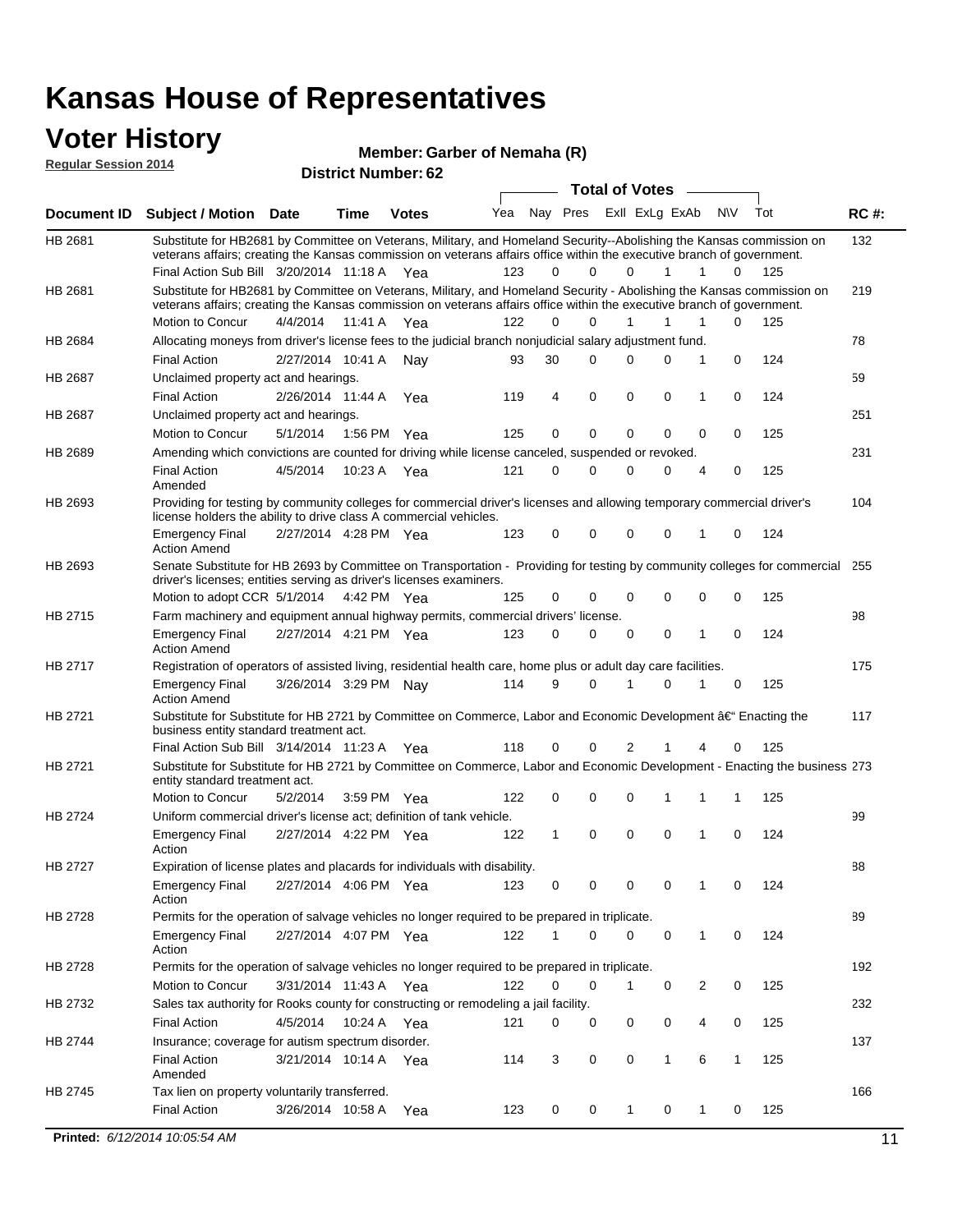# Kansas House of Representatives

## Voter History

**Regular Session 2014**

**Member: Garber of Nemaha (R)**

**District Number: 62**

| Document ID | Subject / Motion | Date | Time | Votes | Yea | Nay | Pres | ExlI | ExLg | ExAb | N\V | Tot | RC #: |
|---|---|---|---|---|---|---|---|---|---|---|---|---|---|
| HB 2681 | Substitute for HB2681 by Committee on Veterans, Military, and Homeland Security--Abolishing the Kansas commission on veterans affairs; creating the Kansas commission on veterans affairs office within the executive branch of government. | | | | | | | | | | | | 132 |
| | Final Action Sub Bill | 3/20/2014 | 11:18 A | Yea | 123 | 0 | 0 | 0 | 1 | 1 | 0 | 125 | |
| HB 2681 | Substitute for HB2681 by Committee on Veterans, Military, and Homeland Security - Abolishing the Kansas commission on veterans affairs; creating the Kansas commission on veterans affairs office within the executive branch of government. | | | | | | | | | | | | 219 |
| | Motion to Concur | 4/4/2014 | 11:41 A | Yea | 122 | 0 | 0 | 1 | 1 | 1 | 0 | 125 | |
| HB 2684 | Allocating moneys from driver's license fees to the judicial branch nonjudicial salary adjustment fund. | | | | | | | | | | | | 78 |
| | Final Action | 2/27/2014 | 10:41 A | Nay | 93 | 30 | 0 | 0 | 0 | 1 | 0 | 124 | |
| HB 2687 | Unclaimed property act and hearings. | | | | | | | | | | | | 59 |
| | Final Action | 2/26/2014 | 11:44 A | Yea | 119 | 4 | 0 | 0 | 0 | 1 | 0 | 124 | |
| HB 2687 | Unclaimed property act and hearings. | | | | | | | | | | | | 251 |
| | Motion to Concur | 5/1/2014 | 1:56 PM | Yea | 125 | 0 | 0 | 0 | 0 | 0 | 0 | 125 | |
| HB 2689 | Amending which convictions are counted for driving while license canceled, suspended or revoked. | | | | | | | | | | | | 231 |
| | Final Action Amended | 4/5/2014 | 10:23 A | Yea | 121 | 0 | 0 | 0 | 0 | 4 | 0 | 125 | |
| HB 2693 | Providing for testing by community colleges for commercial driver's licenses and allowing temporary commercial driver's license holders the ability to drive class A commercial vehicles. | | | | | | | | | | | | 104 |
| | Emergency Final Action Amend | 2/27/2014 | 4:28 PM | Yea | 123 | 0 | 0 | 0 | 0 | 1 | 0 | 124 | |
| HB 2693 | Senate Substitute for HB 2693 by Committee on Transportation - Providing for testing by community colleges for commercial driver's licenses; entities serving as driver's licenses examiners. | | | | | | | | | | | | 255 |
| | Motion to adopt CCR | 5/1/2014 | 4:42 PM | Yea | 125 | 0 | 0 | 0 | 0 | 0 | 0 | 125 | |
| HB 2715 | Farm machinery and equipment annual highway permits, commercial drivers' license. | | | | | | | | | | | | 98 |
| | Emergency Final Action Amend | 2/27/2014 | 4:21 PM | Yea | 123 | 0 | 0 | 0 | 0 | 1 | 0 | 124 | |
| HB 2717 | Registration of operators of assisted living, residential health care, home plus or adult day care facilities. | | | | | | | | | | | | 175 |
| | Emergency Final Action Amend | 3/26/2014 | 3:29 PM | Nay | 114 | 9 | 0 | 1 | 0 | 1 | 0 | 125 | |
| HB 2721 | Substitute for Substitute for HB 2721 by Committee on Commerce, Labor and Economic Development â€" Enacting the business entity standard treatment act. | | | | | | | | | | | | 117 |
| | Final Action Sub Bill | 3/14/2014 | 11:23 A | Yea | 118 | 0 | 0 | 2 | 1 | 4 | 0 | 125 | |
| HB 2721 | Substitute for Substitute for HB 2721 by Committee on Commerce, Labor and Economic Development - Enacting the business entity standard treatment act. | | | | | | | | | | | | 273 |
| | Motion to Concur | 5/2/2014 | 3:59 PM | Yea | 122 | 0 | 0 | 0 | 1 | 1 | 1 | 125 | |
| HB 2724 | Uniform commercial driver's license act; definition of tank vehicle. | | | | | | | | | | | | 99 |
| | Emergency Final Action | 2/27/2014 | 4:22 PM | Yea | 122 | 1 | 0 | 0 | 0 | 1 | 0 | 124 | |
| HB 2727 | Expiration of license plates and placards for individuals with disability. | | | | | | | | | | | | 88 |
| | Emergency Final Action | 2/27/2014 | 4:06 PM | Yea | 123 | 0 | 0 | 0 | 0 | 1 | 0 | 124 | |
| HB 2728 | Permits for the operation of salvage vehicles no longer required to be prepared in triplicate. | | | | | | | | | | | | 89 |
| | Emergency Final Action | 2/27/2014 | 4:07 PM | Yea | 122 | 1 | 0 | 0 | 0 | 1 | 0 | 124 | |
| HB 2728 | Permits for the operation of salvage vehicles no longer required to be prepared in triplicate. | | | | | | | | | | | | 192 |
| | Motion to Concur | 3/31/2014 | 11:43 A | Yea | 122 | 0 | 0 | 1 | 0 | 2 | 0 | 125 | |
| HB 2732 | Sales tax authority for Rooks county for constructing or remodeling a jail facility. | | | | | | | | | | | | 232 |
| | Final Action | 4/5/2014 | 10:24 A | Yea | 121 | 0 | 0 | 0 | 0 | 4 | 0 | 125 | |
| HB 2744 | Insurance; coverage for autism spectrum disorder. | | | | | | | | | | | | 137 |
| | Final Action Amended | 3/21/2014 | 10:14 A | Yea | 114 | 3 | 0 | 0 | 1 | 6 | 1 | 125 | |
| HB 2745 | Tax lien on property voluntarily transferred. | | | | | | | | | | | | 166 |
| | Final Action | 3/26/2014 | 10:58 A | Yea | 123 | 0 | 0 | 1 | 0 | 1 | 0 | 125 | |

**Printed:** *6/12/2014 10:05:54 AM*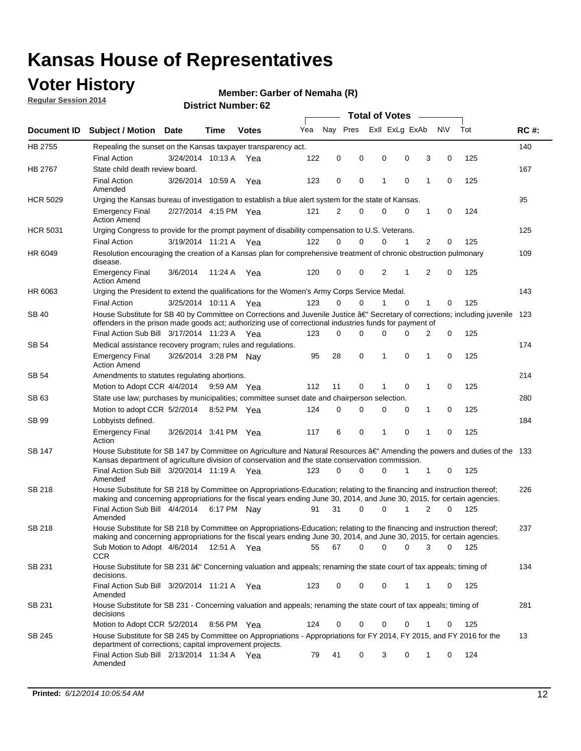# Kansas House of Representatives

## Voter History

**Regular Session 2014**

**Member: Garber of Nemaha (R)**

**District Number: 62**

| Document ID | Subject / Motion | Date | Time | Votes | Yea | Nay | Pres | ExII | ExLg | ExAb | N\V | Tot | RC #: |
|---|---|---|---|---|---|---|---|---|---|---|---|---|---|
| HB 2755 | Repealing the sunset on the Kansas taxpayer transparency act. | | | | | | | | | | | | 140 |
| | Final Action | 3/24/2014 | 10:13 A | Yea | 122 | 0 | 0 | 0 | 0 | 3 | 0 | 125 | |
| HB 2767 | State child death review board. | | | | | | | | | | | | 167 |
| | Final Action Amended | 3/26/2014 | 10:59 A | Yea | 123 | 0 | 0 | 1 | 0 | 1 | 0 | 125 | |
| HCR 5029 | Urging the Kansas bureau of investigation to establish a blue alert system for the state of Kansas. | | | | | | | | | | | | 95 |
| | Emergency Final Action Amend | 2/27/2014 | 4:15 PM | Yea | 121 | 2 | 0 | 0 | 0 | 1 | 0 | 124 | |
| HCR 5031 | Urging Congress to provide for the prompt payment of disability compensation to U.S. Veterans. | | | | | | | | | | | | 125 |
| | Final Action | 3/19/2014 | 11:21 A | Yea | 122 | 0 | 0 | 0 | 1 | 2 | 0 | 125 | |
| HR 6049 | Resolution encouraging the creation of a Kansas plan for comprehensive treatment of chronic obstruction pulmonary disease. | | | | | | | | | | | | 109 |
| | Emergency Final Action Amend | 3/6/2014 | 11:24 A | Yea | 120 | 0 | 0 | 2 | 1 | 2 | 0 | 125 | |
| HR 6063 | Urging the President to extend the qualifications for the Women's Army Corps Service Medal. | | | | | | | | | | | | 143 |
| | Final Action | 3/25/2014 | 10:11 A | Yea | 123 | 0 | 0 | 1 | 0 | 1 | 0 | 125 | |
| SB 40 | House Substitute for SB 40 by Committee on Corrections and Juvenile Justice â€“ Secretary of corrections; including juvenile offenders in the prison made goods act; authorizing use of correctional industries funds for payment of | | | | | | | | | | | | 123 |
| | Final Action Sub Bill | 3/17/2014 | 11:23 A | Yea | 123 | 0 | 0 | 0 | 0 | 2 | 0 | 125 | |
| SB 54 | Medical assistance recovery program; rules and regulations. | | | | | | | | | | | | 174 |
| | Emergency Final Action Amend | 3/26/2014 | 3:28 PM | Nay | 95 | 28 | 0 | 1 | 0 | 1 | 0 | 125 | |
| SB 54 | Amendments to statutes regulating abortions. | | | | | | | | | | | | 214 |
| | Motion to Adopt CCR | 4/4/2014 | 9:59 AM | Yea | 112 | 11 | 0 | 1 | 0 | 1 | 0 | 125 | |
| SB 63 | State use law; purchases by municipalities; committee sunset date and chairperson selection. | | | | | | | | | | | | 280 |
| | Motion to adopt CCR | 5/2/2014 | 8:52 PM | Yea | 124 | 0 | 0 | 0 | 0 | 1 | 0 | 125 | |
| SB 99 | Lobbyists defined. | | | | | | | | | | | | 184 |
| | Emergency Final Action | 3/26/2014 | 3:41 PM | Yea | 117 | 6 | 0 | 1 | 0 | 1 | 0 | 125 | |
| SB 147 | House Substitute for SB 147 by Committee on Agriculture and Natural Resources â€“ Amending the powers and duties of the Kansas department of agriculture division of conservation and the state conservation commission. | | | | | | | | | | | | 133 |
| | Final Action Sub Bill Amended | 3/20/2014 | 11:19 A | Yea | 123 | 0 | 0 | 0 | 1 | 1 | 0 | 125 | |
| SB 218 | House Substitute for SB 218 by Committee on Appropriations-Education; relating to the financing and instruction thereof; making and concerning appropriations for the fiscal years ending June 30, 2014, and June 30, 2015, for certain agencies. | | | | | | | | | | | | 226 |
| | Final Action Sub Bill Amended | 4/4/2014 | 6:17 PM | Nay | 91 | 31 | 0 | 0 | 1 | 2 | 0 | 125 | |
| SB 218 | House Substitute for SB 218 by Committee on Appropriations-Education; relating to the financing and instruction thereof; making and concerning appropriations for the fiscal years ending June 30, 2014, and June 30, 2015, for certain agencies. | | | | | | | | | | | | 237 |
| | Sub Motion to Adopt CCR | 4/6/2014 | 12:51 A | Yea | 55 | 67 | 0 | 0 | 0 | 3 | 0 | 125 | |
| SB 231 | House Substitute for SB 231 â€“ Concerning valuation and appeals; renaming the state court of tax appeals; timing of decisions. | | | | | | | | | | | | 134 |
| | Final Action Sub Bill Amended | 3/20/2014 | 11:21 A | Yea | 123 | 0 | 0 | 0 | 1 | 1 | 0 | 125 | |
| SB 231 | House Substitute for SB 231 - Concerning valuation and appeals; renaming the state court of tax appeals; timing of decisions | | | | | | | | | | | | 281 |
| | Motion to Adopt CCR | 5/2/2014 | 8:56 PM | Yea | 124 | 0 | 0 | 0 | 0 | 1 | 0 | 125 | |
| SB 245 | House Substitute for SB 245 by Committee on Appropriations - Appropriations for FY 2014, FY 2015, and FY 2016 for the department of corrections; capital improvement projects. | | | | | | | | | | | | 13 |
| | Final Action Sub Bill Amended | 2/13/2014 | 11:34 A | Yea | 79 | 41 | 0 | 3 | 0 | 1 | 0 | 124 | |

**Printed:** *6/12/2014 10:05:54 AM*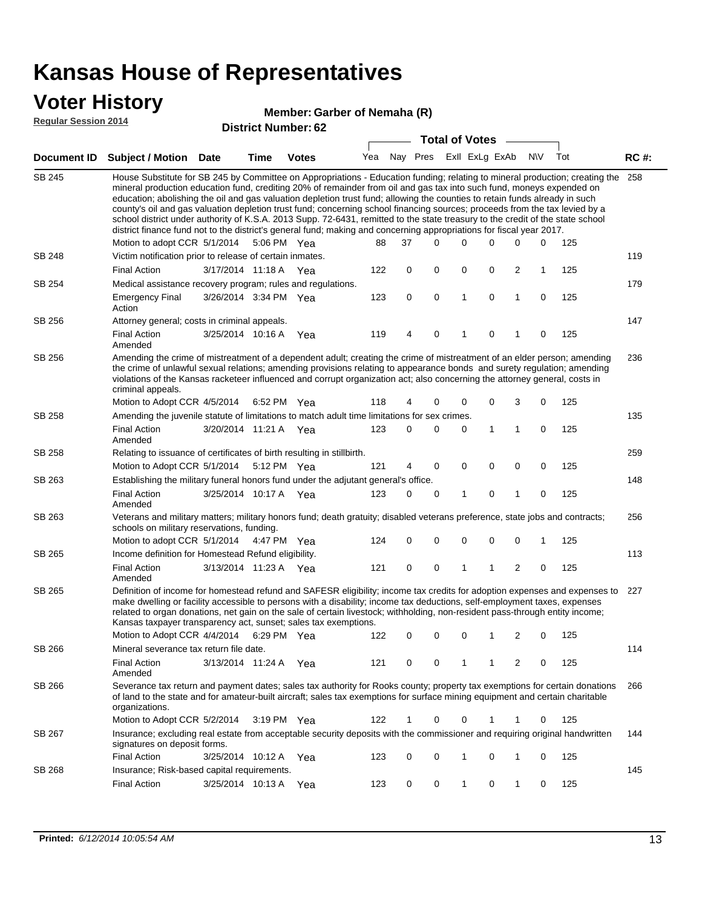# Kansas House of Representatives

## Voter History

**Regular Session 2014**

**Member: Garber of Nemaha (R)**

**District Number: 62**

| Document ID | Subject / Motion | Date | Time | Votes | Yea | Nay | Pres | ExII | ExLg | ExAb | N\V | Tot | RC #: |
|---|---|---|---|---|---|---|---|---|---|---|---|---|---|
| SB 245 | House Substitute for SB 245 by Committee on Appropriations - Education funding; relating to mineral production; creating the mineral production education fund, crediting 20% of remainder from oil and gas tax into such fund, moneys expended on education; abolishing the oil and gas valuation depletion trust fund; allowing the counties to retain funds already in such county's oil and gas valuation depletion trust fund; concerning school financing sources; proceeds from the tax levied by a school district under authority of K.S.A. 2013 Supp. 72-6431, remitted to the state treasury to the credit of the state school district finance fund not to the district's general fund; making and concerning appropriations for fiscal year 2017. | | | | | | | | | | | | 258 |
| | Motion to adopt CCR | 5/1/2014 | 5:06 PM | Yea | 88 | 37 | 0 | 0 | 0 | 0 | 0 | 125 | |
| SB 248 | Victim notification prior to release of certain inmates. | | | | | | | | | | | | 119 |
| | Final Action | 3/17/2014 | 11:18 A | Yea | 122 | 0 | 0 | 0 | 0 | 2 | 1 | 125 | |
| SB 254 | Medical assistance recovery program; rules and regulations. | | | | | | | | | | | | 179 |
| | Emergency Final Action | 3/26/2014 | 3:34 PM | Yea | 123 | 0 | 0 | 1 | 0 | 1 | 0 | 125 | |
| SB 256 | Attorney general; costs in criminal appeals. | | | | | | | | | | | | 147 |
| | Final Action Amended | 3/25/2014 | 10:16 A | Yea | 119 | 4 | 0 | 1 | 0 | 1 | 0 | 125 | |
| SB 256 | Amending the crime of mistreatment of a dependent adult; creating the crime of mistreatment of an elder person; amending the crime of unlawful sexual relations; amending provisions relating to appearance bonds and surety regulation; amending violations of the Kansas racketeer influenced and corrupt organization act; also concerning the attorney general, costs in criminal appeals. | | | | | | | | | | | | 236 |
| | Motion to Adopt CCR | 4/5/2014 | 6:52 PM | Yea | 118 | 4 | 0 | 0 | 0 | 3 | 0 | 125 | |
| SB 258 | Amending the juvenile statute of limitations to match adult time limitations for sex crimes. | | | | | | | | | | | | 135 |
| | Final Action Amended | 3/20/2014 | 11:21 A | Yea | 123 | 0 | 0 | 0 | 1 | 1 | 0 | 125 | |
| SB 258 | Relating to issuance of certificates of birth resulting in stillbirth. | | | | | | | | | | | | 259 |
| | Motion to Adopt CCR | 5/1/2014 | 5:12 PM | Yea | 121 | 4 | 0 | 0 | 0 | 0 | 0 | 125 | |
| SB 263 | Establishing the military funeral honors fund under the adjutant general's office. | | | | | | | | | | | | 148 |
| | Final Action Amended | 3/25/2014 | 10:17 A | Yea | 123 | 0 | 0 | 1 | 0 | 1 | 0 | 125 | |
| SB 263 | Veterans and military matters; military honors fund; death gratuity; disabled veterans preference, state jobs and contracts; schools on military reservations, funding. | | | | | | | | | | | | 256 |
| | Motion to adopt CCR | 5/1/2014 | 4:47 PM | Yea | 124 | 0 | 0 | 0 | 0 | 0 | 1 | 125 | |
| SB 265 | Income definition for Homestead Refund eligibility. | | | | | | | | | | | | 113 |
| | Final Action Amended | 3/13/2014 | 11:23 A | Yea | 121 | 0 | 0 | 1 | 1 | 2 | 0 | 125 | |
| SB 265 | Definition of income for homestead refund and SAFESR eligibility; income tax credits for adoption expenses and expenses to make dwelling or facility accessible to persons with a disability; income tax deductions, self-employment taxes, expenses related to organ donations, net gain on the sale of certain livestock; withholding, non-resident pass-through entity income; Kansas taxpayer transparency act, sunset; sales tax exemptions. | | | | | | | | | | | | 227 |
| | Motion to Adopt CCR | 4/4/2014 | 6:29 PM | Yea | 122 | 0 | 0 | 0 | 1 | 2 | 0 | 125 | |
| SB 266 | Mineral severance tax return file date. | | | | | | | | | | | | 114 |
| | Final Action Amended | 3/13/2014 | 11:24 A | Yea | 121 | 0 | 0 | 1 | 1 | 2 | 0 | 125 | |
| SB 266 | Severance tax return and payment dates; sales tax authority for Rooks county; property tax exemptions for certain donations of land to the state and for amateur-built aircraft; sales tax exemptions for surface mining equipment and certain charitable organizations. | | | | | | | | | | | | 266 |
| | Motion to Adopt CCR | 5/2/2014 | 3:19 PM | Yea | 122 | 1 | 0 | 0 | 1 | 1 | 0 | 125 | |
| SB 267 | Insurance; excluding real estate from acceptable security deposits with the commissioner and requiring original handwritten signatures on deposit forms. | | | | | | | | | | | | 144 |
| | Final Action | 3/25/2014 | 10:12 A | Yea | 123 | 0 | 0 | 1 | 0 | 1 | 0 | 125 | |
| SB 268 | Insurance; Risk-based capital requirements. | | | | | | | | | | | | 145 |
| | Final Action | 3/25/2014 | 10:13 A | Yea | 123 | 0 | 0 | 1 | 0 | 1 | 0 | 125 | |

**Printed:** *6/12/2014 10:05:54 AM*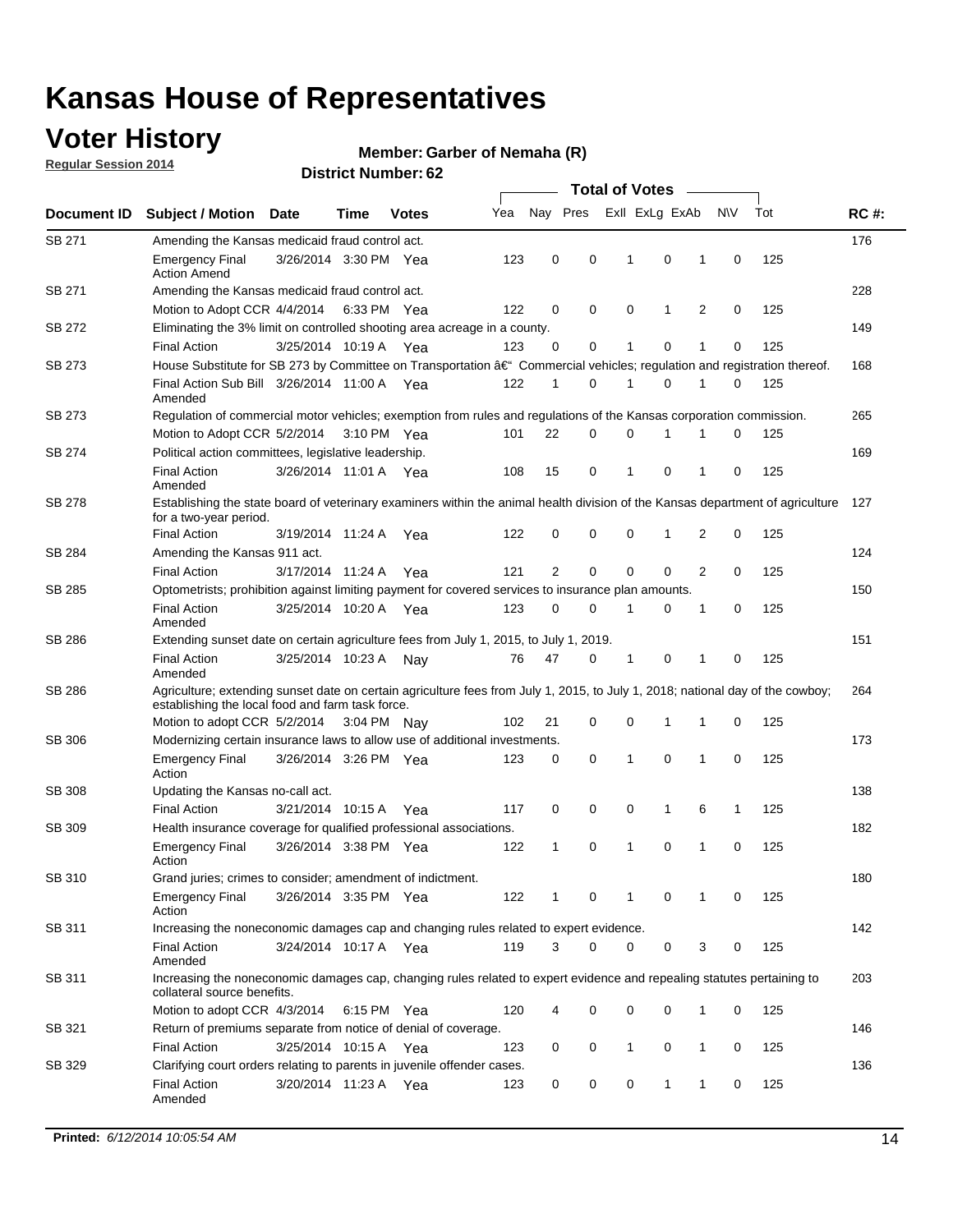# Kansas House of Representatives

## Voter History

**Regular Session 2014**

**Member: Garber of Nemaha (R)**

**District Number: 62**

| Document ID | Subject / Motion | Date | Time | Votes | Yea | Nay | Pres | ExlI | ExLg | ExAb | N\V | Tot | RC #: |
|---|---|---|---|---|---|---|---|---|---|---|---|---|---|
| SB 271 | Amending the Kansas medicaid fraud control act. | | | | | | | | | | | | 176 |
| | Emergency Final Action Amend | 3/26/2014 | 3:30 PM | Yea | 123 | 0 | 0 | 1 | 0 | 1 | 0 | 125 | |
| SB 271 | Amending the Kansas medicaid fraud control act. | | | | | | | | | | | | 228 |
| | Motion to Adopt CCR | 4/4/2014 | 6:33 PM | Yea | 122 | 0 | 0 | 0 | 1 | 2 | 0 | 125 | |
| SB 272 | Eliminating the 3% limit on controlled shooting area acreage in a county. | | | | | | | | | | | | 149 |
| | Final Action | 3/25/2014 | 10:19 A | Yea | 123 | 0 | 0 | 1 | 0 | 1 | 0 | 125 | |
| SB 273 | House Substitute for SB 273 by Committee on Transportation â€" Commercial vehicles; regulation and registration thereof. | | | | | | | | | | | | 168 |
| | Final Action Sub Bill Amended | 3/26/2014 | 11:00 A | Yea | 122 | 1 | 0 | 1 | 0 | 1 | 0 | 125 | |
| SB 273 | Regulation of commercial motor vehicles; exemption from rules and regulations of the Kansas corporation commission. | | | | | | | | | | | | 265 |
| | Motion to Adopt CCR | 5/2/2014 | 3:10 PM | Yea | 101 | 22 | 0 | 0 | 1 | 1 | 0 | 125 | |
| SB 274 | Political action committees, legislative leadership. | | | | | | | | | | | | 169 |
| | Final Action Amended | 3/26/2014 | 11:01 A | Yea | 108 | 15 | 0 | 1 | 0 | 1 | 0 | 125 | |
| SB 278 | Establishing the state board of veterinary examiners within the animal health division of the Kansas department of agriculture for a two-year period. | | | | | | | | | | | | 127 |
| | Final Action | 3/19/2014 | 11:24 A | Yea | 122 | 0 | 0 | 0 | 1 | 2 | 0 | 125 | |
| SB 284 | Amending the Kansas 911 act. | | | | | | | | | | | | 124 |
| | Final Action | 3/17/2014 | 11:24 A | Yea | 121 | 2 | 0 | 0 | 0 | 2 | 0 | 125 | |
| SB 285 | Optometrists; prohibition against limiting payment for covered services to insurance plan amounts. | | | | | | | | | | | | 150 |
| | Final Action Amended | 3/25/2014 | 10:20 A | Yea | 123 | 0 | 0 | 1 | 0 | 1 | 0 | 125 | |
| SB 286 | Extending sunset date on certain agriculture fees from July 1, 2015, to July 1, 2019. | | | | | | | | | | | | 151 |
| | Final Action Amended | 3/25/2014 | 10:23 A | Nay | 76 | 47 | 0 | 1 | 0 | 1 | 0 | 125 | |
| SB 286 | Agriculture; extending sunset date on certain agriculture fees from July 1, 2015, to July 1, 2018; national day of the cowboy; establishing the local food and farm task force. | | | | | | | | | | | | 264 |
| | Motion to adopt CCR | 5/2/2014 | 3:04 PM | Nay | 102 | 21 | 0 | 0 | 1 | 1 | 0 | 125 | |
| SB 306 | Modernizing certain insurance laws to allow use of additional investments. | | | | | | | | | | | | 173 |
| | Emergency Final Action | 3/26/2014 | 3:26 PM | Yea | 123 | 0 | 0 | 1 | 0 | 1 | 0 | 125 | |
| SB 308 | Updating the Kansas no-call act. | | | | | | | | | | | | 138 |
| | Final Action | 3/21/2014 | 10:15 A | Yea | 117 | 0 | 0 | 0 | 1 | 6 | 1 | 125 | |
| SB 309 | Health insurance coverage for qualified professional associations. | | | | | | | | | | | | 182 |
| | Emergency Final Action | 3/26/2014 | 3:38 PM | Yea | 122 | 1 | 0 | 1 | 0 | 1 | 0 | 125 | |
| SB 310 | Grand juries; crimes to consider; amendment of indictment. | | | | | | | | | | | | 180 |
| | Emergency Final Action | 3/26/2014 | 3:35 PM | Yea | 122 | 1 | 0 | 1 | 0 | 1 | 0 | 125 | |
| SB 311 | Increasing the noneconomic damages cap and changing rules related to expert evidence. | | | | | | | | | | | | 142 |
| | Final Action Amended | 3/24/2014 | 10:17 A | Yea | 119 | 3 | 0 | 0 | 0 | 3 | 0 | 125 | |
| SB 311 | Increasing the noneconomic damages cap, changing rules related to expert evidence and repealing statutes pertaining to collateral source benefits. | | | | | | | | | | | | 203 |
| | Motion to adopt CCR | 4/3/2014 | 6:15 PM | Yea | 120 | 4 | 0 | 0 | 0 | 1 | 0 | 125 | |
| SB 321 | Return of premiums separate from notice of denial of coverage. | | | | | | | | | | | | 146 |
| | Final Action | 3/25/2014 | 10:15 A | Yea | 123 | 0 | 0 | 1 | 0 | 1 | 0 | 125 | |
| SB 329 | Clarifying court orders relating to parents in juvenile offender cases. | | | | | | | | | | | | 136 |
| | Final Action Amended | 3/20/2014 | 11:23 A | Yea | 123 | 0 | 0 | 0 | 1 | 1 | 0 | 125 | |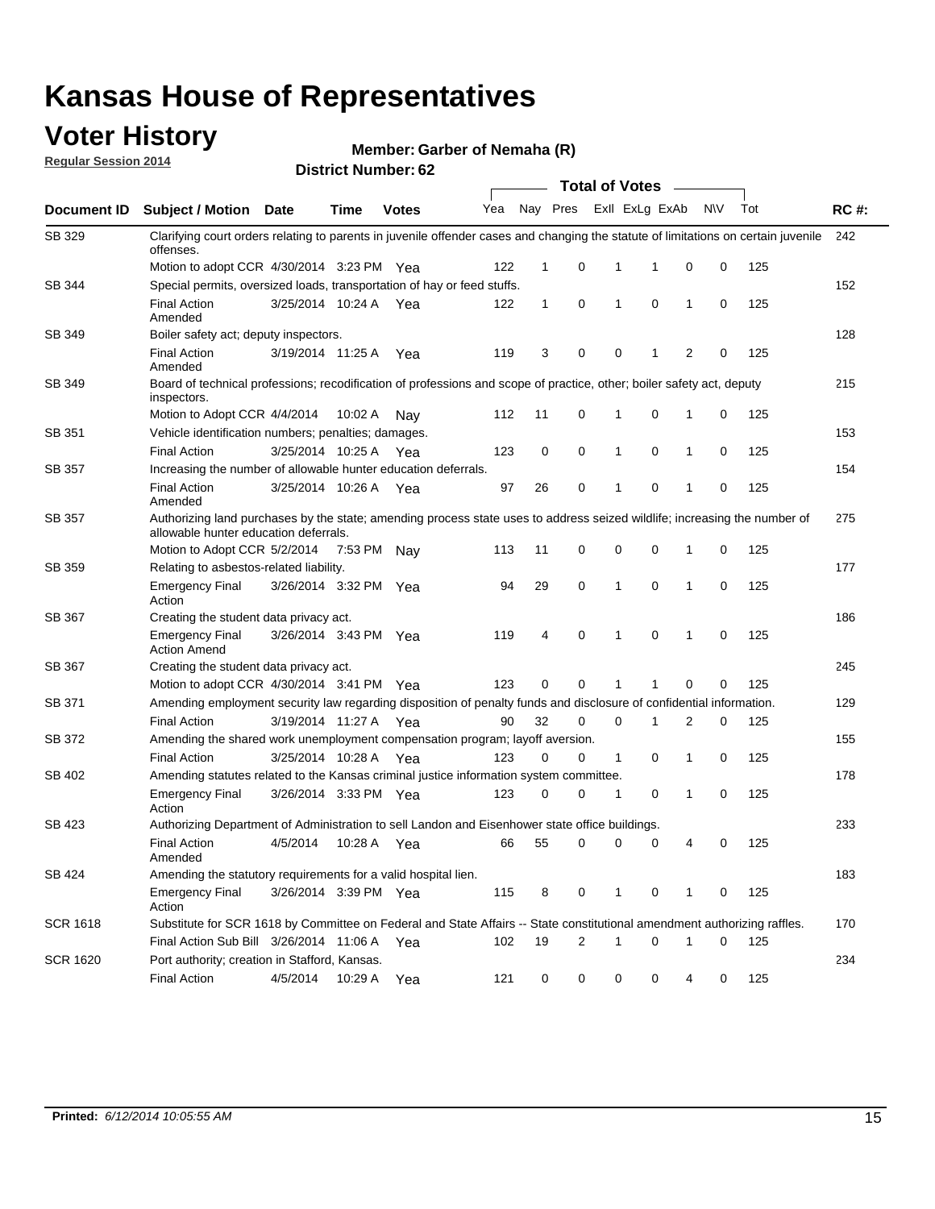# Kansas House of Representatives

## Voter History

**Regular Session 2014**

**Member: Garber of Nemaha (R)**

**District Number: 62**

| Document ID | Subject / Motion | Date | Time | Votes | Yea | Nay | Pres | ExII | ExLg | ExAb | N\V | Tot | RC #: |
|---|---|---|---|---|---|---|---|---|---|---|---|---|---|
| SB 329 | Clarifying court orders relating to parents in juvenile offender cases and changing the statute of limitations on certain juvenile offenses. | | | | | | | | | | | | 242 |
| | Motion to adopt CCR | 4/30/2014 | 3:23 PM | Yea | 122 | 1 | 0 | 1 | 1 | 0 | 0 | 125 | |
| SB 344 | Special permits, oversized loads, transportation of hay or feed stuffs. | | | | | | | | | | | | 152 |
| | Final Action Amended | 3/25/2014 | 10:24 A | Yea | 122 | 1 | 0 | 1 | 0 | 1 | 0 | 125 | |
| SB 349 | Boiler safety act; deputy inspectors. | | | | | | | | | | | | 128 |
| | Final Action Amended | 3/19/2014 | 11:25 A | Yea | 119 | 3 | 0 | 0 | 1 | 2 | 0 | 125 | |
| SB 349 | Board of technical professions; recodification of professions and scope of practice, other; boiler safety act, deputy inspectors. | | | | | | | | | | | | 215 |
| | Motion to Adopt CCR | 4/4/2014 | 10:02 A | Nay | 112 | 11 | 0 | 1 | 0 | 1 | 0 | 125 | |
| SB 351 | Vehicle identification numbers; penalties; damages. | | | | | | | | | | | | 153 |
| | Final Action | 3/25/2014 | 10:25 A | Yea | 123 | 0 | 0 | 1 | 0 | 1 | 0 | 125 | |
| SB 357 | Increasing the number of allowable hunter education deferrals. | | | | | | | | | | | | 154 |
| | Final Action Amended | 3/25/2014 | 10:26 A | Yea | 97 | 26 | 0 | 1 | 0 | 1 | 0 | 125 | |
| SB 357 | Authorizing land purchases by the state; amending process state uses to address seized wildlife; increasing the number of allowable hunter education deferrals. | | | | | | | | | | | | 275 |
| | Motion to Adopt CCR | 5/2/2014 | 7:53 PM | Nay | 113 | 11 | 0 | 0 | 0 | 1 | 0 | 125 | |
| SB 359 | Relating to asbestos-related liability. | | | | | | | | | | | | 177 |
| | Emergency Final Action | 3/26/2014 | 3:32 PM | Yea | 94 | 29 | 0 | 1 | 0 | 1 | 0 | 125 | |
| SB 367 | Creating the student data privacy act. | | | | | | | | | | | | 186 |
| | Emergency Final Action Amend | 3/26/2014 | 3:43 PM | Yea | 119 | 4 | 0 | 1 | 0 | 1 | 0 | 125 | |
| SB 367 | Creating the student data privacy act. | | | | | | | | | | | | 245 |
| | Motion to adopt CCR | 4/30/2014 | 3:41 PM | Yea | 123 | 0 | 0 | 1 | 1 | 0 | 0 | 125 | |
| SB 371 | Amending employment security law regarding disposition of penalty funds and disclosure of confidential information. | | | | | | | | | | | | 129 |
| | Final Action | 3/19/2014 | 11:27 A | Yea | 90 | 32 | 0 | 0 | 1 | 2 | 0 | 125 | |
| SB 372 | Amending the shared work unemployment compensation program; layoff aversion. | | | | | | | | | | | | 155 |
| | Final Action | 3/25/2014 | 10:28 A | Yea | 123 | 0 | 0 | 1 | 0 | 1 | 0 | 125 | |
| SB 402 | Amending statutes related to the Kansas criminal justice information system committee. | | | | | | | | | | | | 178 |
| | Emergency Final Action | 3/26/2014 | 3:33 PM | Yea | 123 | 0 | 0 | 1 | 0 | 1 | 0 | 125 | |
| SB 423 | Authorizing Department of Administration to sell Landon and Eisenhower state office buildings. | | | | | | | | | | | | 233 |
| | Final Action Amended | 4/5/2014 | 10:28 A | Yea | 66 | 55 | 0 | 0 | 0 | 4 | 0 | 125 | |
| SB 424 | Amending the statutory requirements for a valid hospital lien. | | | | | | | | | | | | 183 |
| | Emergency Final Action | 3/26/2014 | 3:39 PM | Yea | 115 | 8 | 0 | 1 | 0 | 1 | 0 | 125 | |
| SCR 1618 | Substitute for SCR 1618 by Committee on Federal and State Affairs -- State constitutional amendment authorizing raffles. | | | | | | | | | | | | 170 |
| | Final Action Sub Bill | 3/26/2014 | 11:06 A | Yea | 102 | 19 | 2 | 1 | 0 | 1 | 0 | 125 | |
| SCR 1620 | Port authority; creation in Stafford, Kansas. | | | | | | | | | | | | 234 |
| | Final Action | 4/5/2014 | 10:29 A | Yea | 121 | 0 | 0 | 0 | 0 | 4 | 0 | 125 | |

**Printed:** *6/12/2014 10:05:55 AM*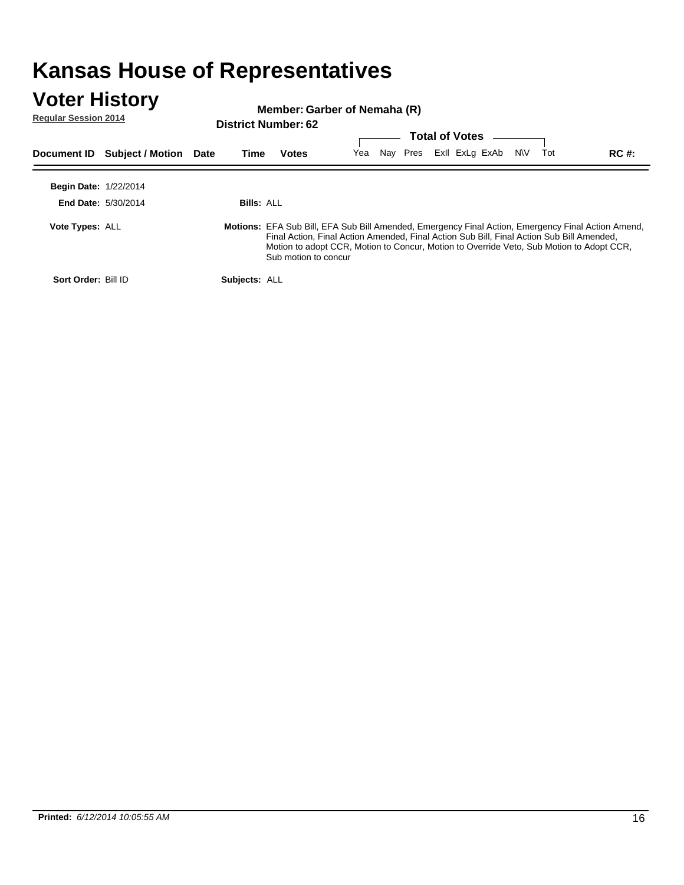# Kansas House of Representatives

## Voter History

**Regular Session 2014**

**Member:** Garber of Nemaha (R)

**District Number:** 62

| Document ID | Subject / Motion | Date | Time | Votes | Yea | Nay | Pres | ExII | ExLg | ExAb | N\V | Tot | RC #: |
|---|---|---|---|---|---|---|---|---|---|---|---|---|---|

**Begin Date:** 1/22/2014

**End Date:** 5/30/2014

**Bills:** ALL

**Vote Types:** ALL

**Motions:** EFA Sub Bill, EFA Sub Bill Amended, Emergency Final Action, Emergency Final Action Amend, Final Action, Final Action Amended, Final Action Sub Bill, Final Action Sub Bill Amended, Motion to adopt CCR, Motion to Concur, Motion to Override Veto, Sub Motion to Adopt CCR, Sub motion to concur

**Sort Order:** Bill ID

**Subjects:** ALL

**Printed:** *6/12/2014 10:05:55 AM*